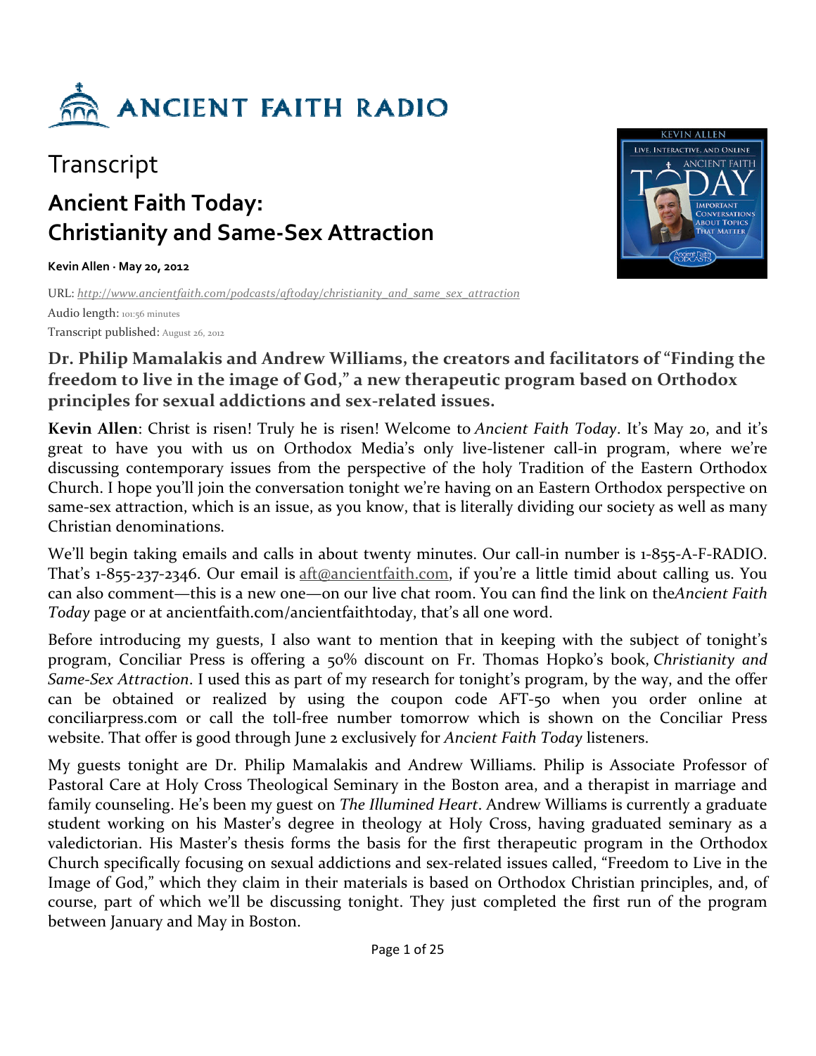# ANCIENT FAITH RADIO

## Transcript

# Ancient Faith Today: Christianity and Same-Sex Attraction

**Kevin Allen · May 20, 2012**

URL: *http://www.ancientfaith.com/podcasts/aftoday/christianity_and_same_sex_attraction*

Audio length: 101:56 minutes

Transcript published: August 26, 2012

### Dr. Philip Mamalakis and Andrew Williams, the creators and facilitators of "Finding the freedom to live in the image of God," a new therapeutic program based on Orthodox principles for sexual addictions and sex-related issues.

**Kevin Allen**: Christ is risen! Truly he is risen! Welcome to *Ancient Faith Today*. It's May 20, and it's great to have you with us on Orthodox Media's only live-listener call-in program, where we're discussing contemporary issues from the perspective of the holy Tradition of the Eastern Orthodox Church. I hope you'll join the conversation tonight we're having on an Eastern Orthodox perspective on same-sex attraction, which is an issue, as you know, that is literally dividing our society as well as many Christian denominations.

We'll begin taking emails and calls in about twenty minutes. Our call-in number is 1-855-A-F-RADIO. That's 1-855-237-2346. Our email is aft@ancientfaith.com, if you're a little timid about calling us. You can also comment—this is a new one—on our live chat room. You can find the link on the *Ancient Faith Today* page or at ancientfaith.com/ancientfaithtoday, that's all one word.

Before introducing my guests, I also want to mention that in keeping with the subject of tonight's program, Conciliar Press is offering a 50% discount on Fr. Thomas Hopko's book, *Christianity and Same-Sex Attraction*. I used this as part of my research for tonight's program, by the way, and the offer can be obtained or realized by using the coupon code AFT-50 when you order online at conciliarpress.com or call the toll-free number tomorrow which is shown on the Conciliar Press website. That offer is good through June 2 exclusively for *Ancient Faith Today* listeners.

My guests tonight are Dr. Philip Mamalakis and Andrew Williams. Philip is Associate Professor of Pastoral Care at Holy Cross Theological Seminary in the Boston area, and a therapist in marriage and family counseling. He's been my guest on *The Illumined Heart*. Andrew Williams is currently a graduate student working on his Master's degree in theology at Holy Cross, having graduated seminary as a valedictorian. His Master's thesis forms the basis for the first therapeutic program in the Orthodox Church specifically focusing on sexual addictions and sex-related issues called, "Freedom to Live in the Image of God," which they claim in their materials is based on Orthodox Christian principles, and, of course, part of which we'll be discussing tonight. They just completed the first run of the program between January and May in Boston.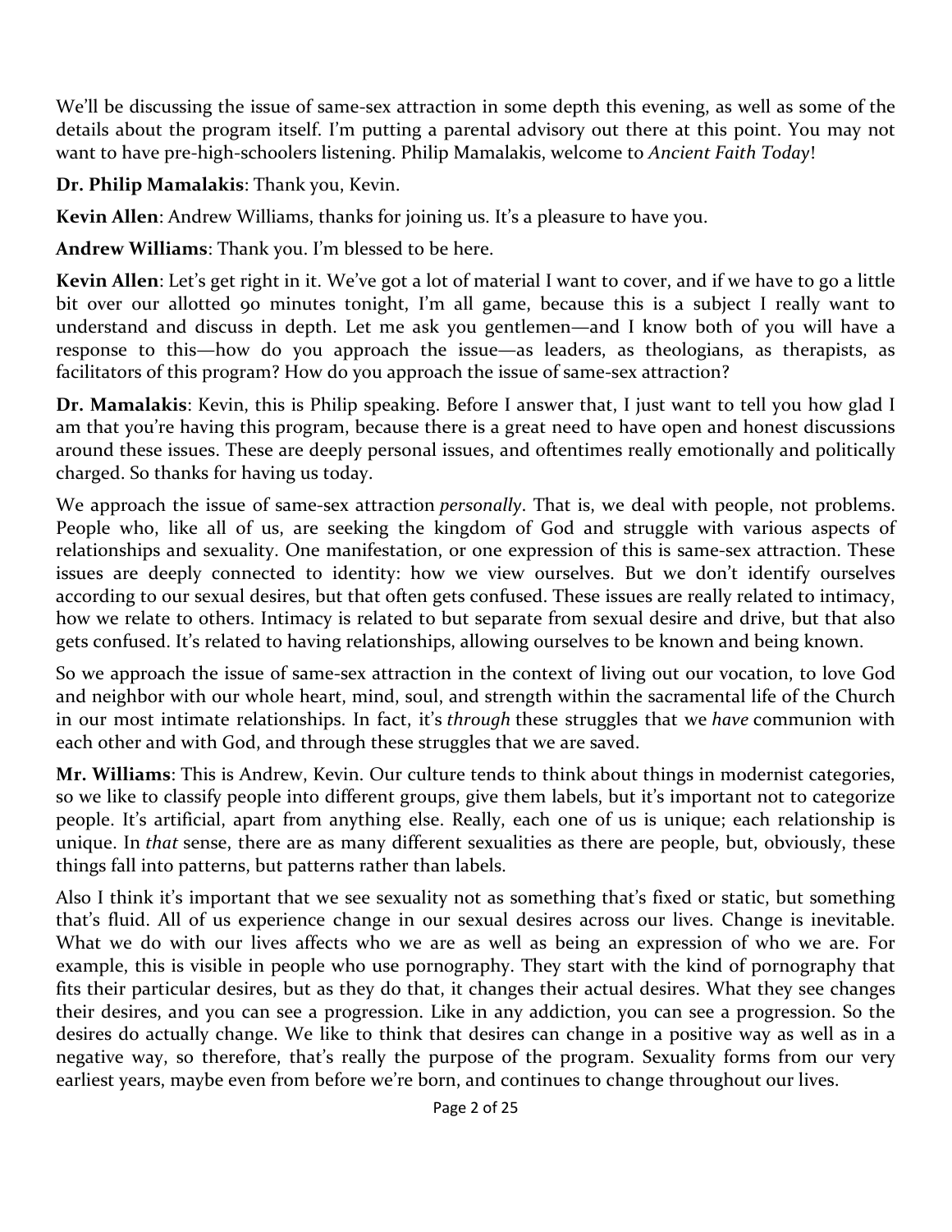We'll be discussing the issue of same-sex attraction in some depth this evening, as well as some of the details about the program itself. I'm putting a parental advisory out there at this point. You may not want to have pre-high-schoolers listening. Philip Mamalakis, welcome to *Ancient Faith Today*!

**Dr. Philip Mamalakis**: Thank you, Kevin.

**Kevin Allen**: Andrew Williams, thanks for joining us. It's a pleasure to have you.

**Andrew Williams**: Thank you. I'm blessed to be here.

**Kevin Allen**: Let's get right in it. We've got a lot of material I want to cover, and if we have to go a little bit over our allotted 90 minutes tonight, I'm all game, because this is a subject I really want to understand and discuss in depth. Let me ask you gentlemen—and I know both of you will have a response to this—how do you approach the issue—as leaders, as theologians, as therapists, as facilitators of this program? How do you approach the issue of same-sex attraction?

**Dr. Mamalakis**: Kevin, this is Philip speaking. Before I answer that, I just want to tell you how glad I am that you're having this program, because there is a great need to have open and honest discussions around these issues. These are deeply personal issues, and oftentimes really emotionally and politically charged. So thanks for having us today.

We approach the issue of same-sex attraction *personally*. That is, we deal with people, not problems. People who, like all of us, are seeking the kingdom of God and struggle with various aspects of relationships and sexuality. One manifestation, or one expression of this is same-sex attraction. These issues are deeply connected to identity: how we view ourselves. But we don't identify ourselves according to our sexual desires, but that often gets confused. These issues are really related to intimacy, how we relate to others. Intimacy is related to but separate from sexual desire and drive, but that also gets confused. It's related to having relationships, allowing ourselves to be known and being known.

So we approach the issue of same-sex attraction in the context of living out our vocation, to love God and neighbor with our whole heart, mind, soul, and strength within the sacramental life of the Church in our most intimate relationships. In fact, it's *through* these struggles that we *have* communion with each other and with God, and through these struggles that we are saved.

**Mr. Williams**: This is Andrew, Kevin. Our culture tends to think about things in modernist categories, so we like to classify people into different groups, give them labels, but it's important not to categorize people. It's artificial, apart from anything else. Really, each one of us is unique; each relationship is unique. In *that* sense, there are as many different sexualities as there are people, but, obviously, these things fall into patterns, but patterns rather than labels.

Also I think it's important that we see sexuality not as something that's fixed or static, but something that's fluid. All of us experience change in our sexual desires across our lives. Change is inevitable. What we do with our lives affects who we are as well as being an expression of who we are. For example, this is visible in people who use pornography. They start with the kind of pornography that fits their particular desires, but as they do that, it changes their actual desires. What they see changes their desires, and you can see a progression. Like in any addiction, you can see a progression. So the desires do actually change. We like to think that desires can change in a positive way as well as in a negative way, so therefore, that's really the purpose of the program. Sexuality forms from our very earliest years, maybe even from before we're born, and continues to change throughout our lives.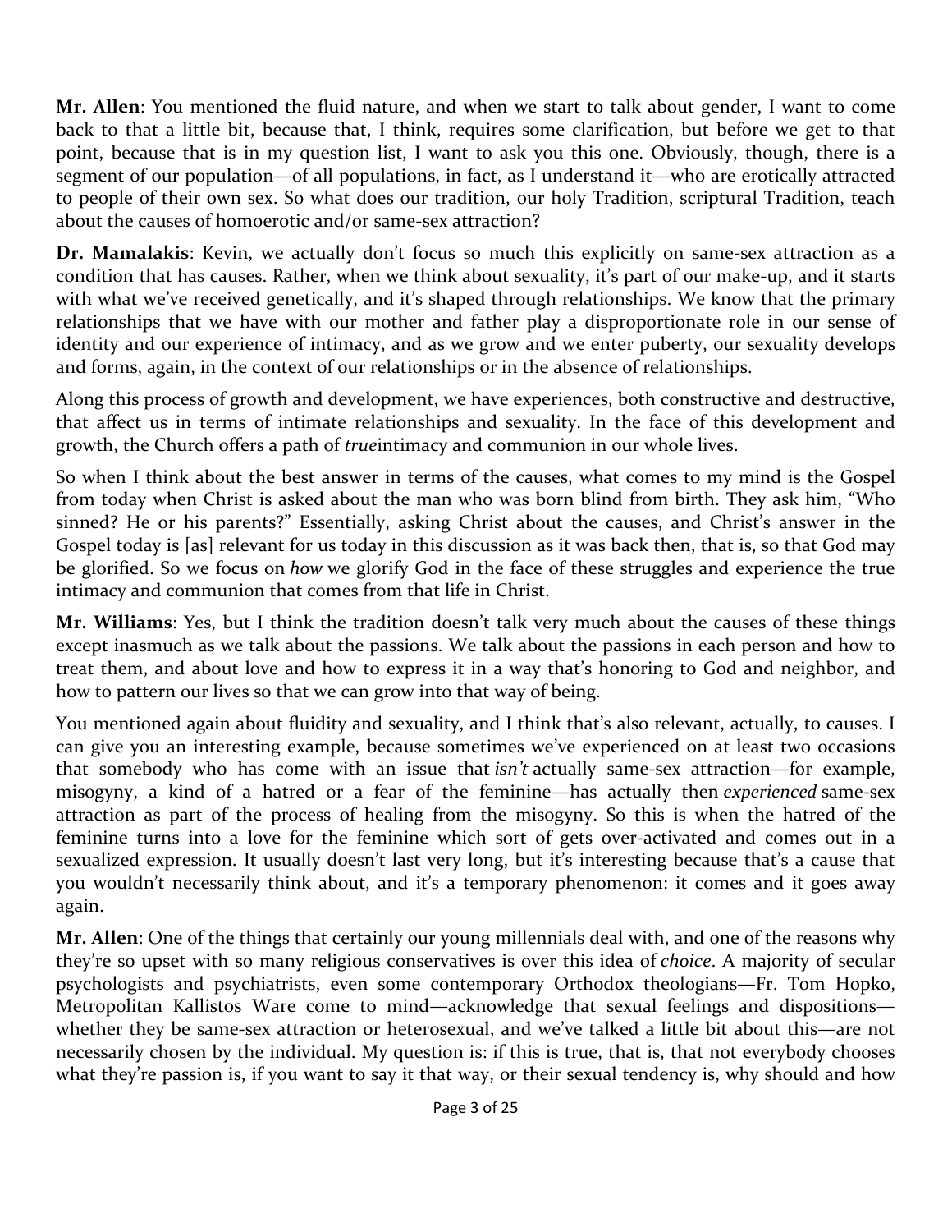**Mr. Allen**: You mentioned the fluid nature, and when we start to talk about gender, I want to come back to that a little bit, because that, I think, requires some clarification, but before we get to that point, because that is in my question list, I want to ask you this one. Obviously, though, there is a segment of our population—of all populations, in fact, as I understand it—who are erotically attracted to people of their own sex. So what does our tradition, our holy Tradition, scriptural Tradition, teach about the causes of homoerotic and/or same-sex attraction?

**Dr. Mamalakis**: Kevin, we actually don't focus so much this explicitly on same-sex attraction as a condition that has causes. Rather, when we think about sexuality, it's part of our make-up, and it starts with what we've received genetically, and it's shaped through relationships. We know that the primary relationships that we have with our mother and father play a disproportionate role in our sense of identity and our experience of intimacy, and as we grow and we enter puberty, our sexuality develops and forms, again, in the context of our relationships or in the absence of relationships.

Along this process of growth and development, we have experiences, both constructive and destructive, that affect us in terms of intimate relationships and sexuality. In the face of this development and growth, the Church offers a path of *true*intimacy and communion in our whole lives.

So when I think about the best answer in terms of the causes, what comes to my mind is the Gospel from today when Christ is asked about the man who was born blind from birth. They ask him, "Who sinned? He or his parents?" Essentially, asking Christ about the causes, and Christ's answer in the Gospel today is [as] relevant for us today in this discussion as it was back then, that is, so that God may be glorified. So we focus on *how* we glorify God in the face of these struggles and experience the true intimacy and communion that comes from that life in Christ.

**Mr. Williams**: Yes, but I think the tradition doesn't talk very much about the causes of these things except inasmuch as we talk about the passions. We talk about the passions in each person and how to treat them, and about love and how to express it in a way that's honoring to God and neighbor, and how to pattern our lives so that we can grow into that way of being.

You mentioned again about fluidity and sexuality, and I think that's also relevant, actually, to causes. I can give you an interesting example, because sometimes we've experienced on at least two occasions that somebody who has come with an issue that *isn't* actually same-sex attraction—for example, misogyny, a kind of a hatred or a fear of the feminine—has actually then *experienced* same-sex attraction as part of the process of healing from the misogyny. So this is when the hatred of the feminine turns into a love for the feminine which sort of gets over-activated and comes out in a sexualized expression. It usually doesn't last very long, but it's interesting because that's a cause that you wouldn't necessarily think about, and it's a temporary phenomenon: it comes and it goes away again.

**Mr. Allen**: One of the things that certainly our young millennials deal with, and one of the reasons why they're so upset with so many religious conservatives is over this idea of *choice*. A majority of secular psychologists and psychiatrists, even some contemporary Orthodox theologians—Fr. Tom Hopko, Metropolitan Kallistos Ware come to mind—acknowledge that sexual feelings and dispositions—whether they be same-sex attraction or heterosexual, and we've talked a little bit about this—are not necessarily chosen by the individual. My question is: if this is true, that is, that not everybody chooses what they're passion is, if you want to say it that way, or their sexual tendency is, why should and how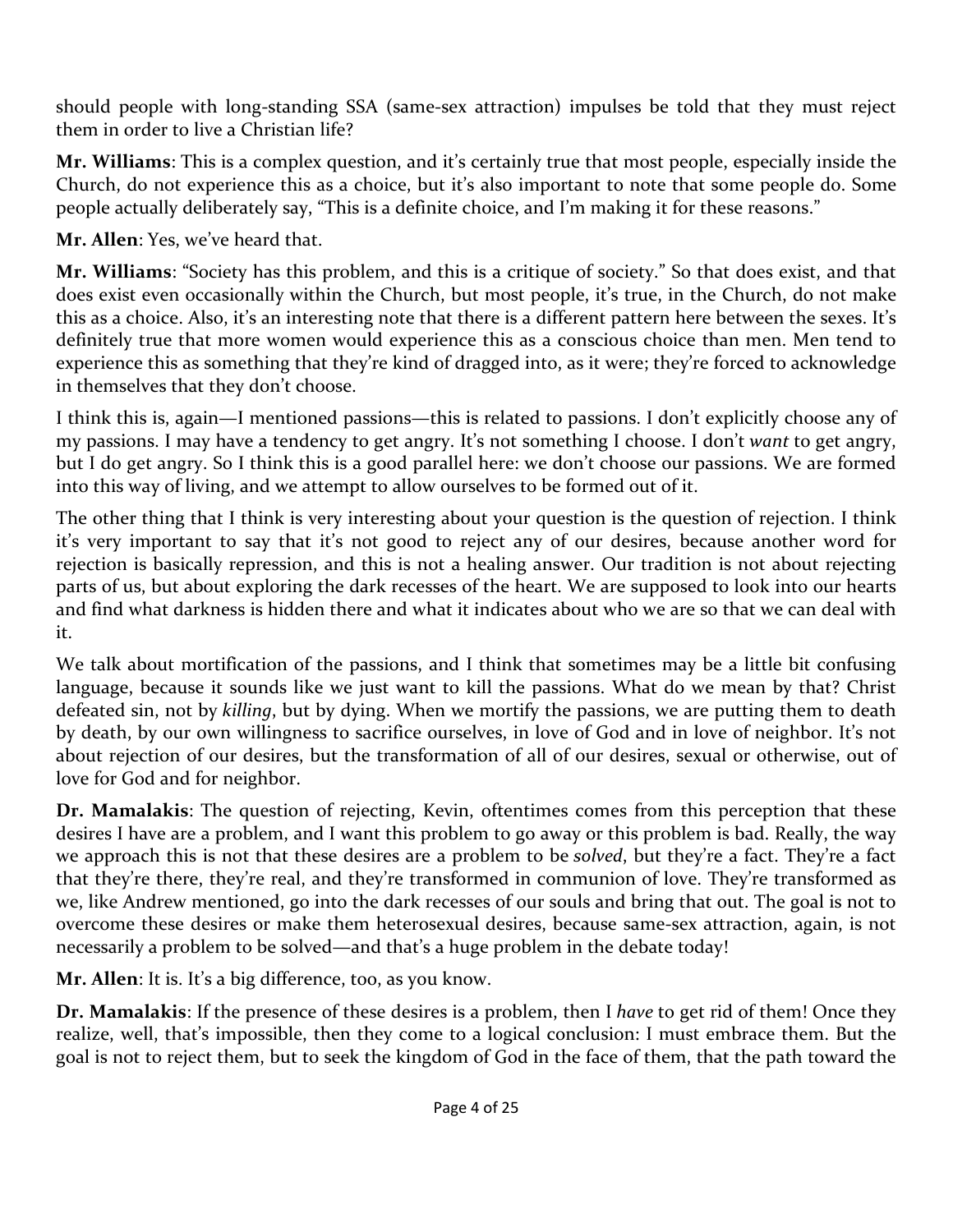should people with long-standing SSA (same-sex attraction) impulses be told that they must reject them in order to live a Christian life?

**Mr. Williams**: This is a complex question, and it's certainly true that most people, especially inside the Church, do not experience this as a choice, but it's also important to note that some people do. Some people actually deliberately say, "This is a definite choice, and I'm making it for these reasons."

**Mr. Allen**: Yes, we've heard that.

**Mr. Williams**: "Society has this problem, and this is a critique of society." So that does exist, and that does exist even occasionally within the Church, but most people, it's true, in the Church, do not make this as a choice. Also, it's an interesting note that there is a different pattern here between the sexes. It's definitely true that more women would experience this as a conscious choice than men. Men tend to experience this as something that they're kind of dragged into, as it were; they're forced to acknowledge in themselves that they don't choose.

I think this is, again—I mentioned passions—this is related to passions. I don't explicitly choose any of my passions. I may have a tendency to get angry. It's not something I choose. I don't *want* to get angry, but I do get angry. So I think this is a good parallel here: we don't choose our passions. We are formed into this way of living, and we attempt to allow ourselves to be formed out of it.

The other thing that I think is very interesting about your question is the question of rejection. I think it's very important to say that it's not good to reject any of our desires, because another word for rejection is basically repression, and this is not a healing answer. Our tradition is not about rejecting parts of us, but about exploring the dark recesses of the heart. We are supposed to look into our hearts and find what darkness is hidden there and what it indicates about who we are so that we can deal with it.

We talk about mortification of the passions, and I think that sometimes may be a little bit confusing language, because it sounds like we just want to kill the passions. What do we mean by that? Christ defeated sin, not by *killing*, but by dying. When we mortify the passions, we are putting them to death by death, by our own willingness to sacrifice ourselves, in love of God and in love of neighbor. It's not about rejection of our desires, but the transformation of all of our desires, sexual or otherwise, out of love for God and for neighbor.

**Dr. Mamalakis**: The question of rejecting, Kevin, oftentimes comes from this perception that these desires I have are a problem, and I want this problem to go away or this problem is bad. Really, the way we approach this is not that these desires are a problem to be *solved*, but they're a fact. They're a fact that they're there, they're real, and they're transformed in communion of love. They're transformed as we, like Andrew mentioned, go into the dark recesses of our souls and bring that out. The goal is not to overcome these desires or make them heterosexual desires, because same-sex attraction, again, is not necessarily a problem to be solved—and that's a huge problem in the debate today!

**Mr. Allen**: It is. It's a big difference, too, as you know.

**Dr. Mamalakis**: If the presence of these desires is a problem, then I *have* to get rid of them! Once they realize, well, that's impossible, then they come to a logical conclusion: I must embrace them. But the goal is not to reject them, but to seek the kingdom of God in the face of them, that the path toward the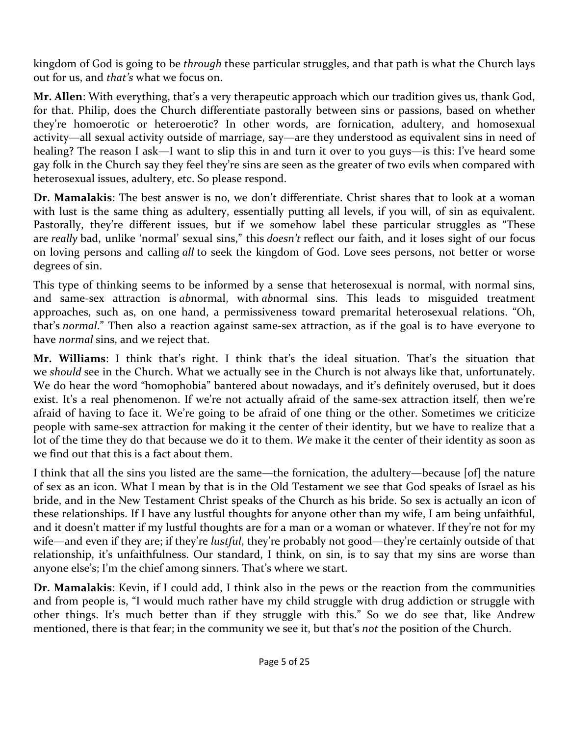kingdom of God is going to be *through* these particular struggles, and that path is what the Church lays out for us, and *that's* what we focus on.

**Mr. Allen**: With everything, that's a very therapeutic approach which our tradition gives us, thank God, for that. Philip, does the Church differentiate pastorally between sins or passions, based on whether they're homoerotic or heteroerotic? In other words, are fornication, adultery, and homosexual activity—all sexual activity outside of marriage, say—are they understood as equivalent sins in need of healing? The reason I ask—I want to slip this in and turn it over to you guys—is this: I've heard some gay folk in the Church say they feel they're sins are seen as the greater of two evils when compared with heterosexual issues, adultery, etc. So please respond.

**Dr. Mamalakis**: The best answer is no, we don't differentiate. Christ shares that to look at a woman with lust is the same thing as adultery, essentially putting all levels, if you will, of sin as equivalent. Pastorally, they're different issues, but if we somehow label these particular struggles as "These are *really* bad, unlike 'normal' sexual sins," this *doesn't* reflect our faith, and it loses sight of our focus on loving persons and calling *all* to seek the kingdom of God. Love sees persons, not better or worse degrees of sin.

This type of thinking seems to be informed by a sense that heterosexual is normal, with normal sins, and same-sex attraction is *ab*normal, with *ab*normal sins. This leads to misguided treatment approaches, such as, on one hand, a permissiveness toward premarital heterosexual relations. "Oh, that's *normal*." Then also a reaction against same-sex attraction, as if the goal is to have everyone to have *normal* sins, and we reject that.

**Mr. Williams**: I think that's right. I think that's the ideal situation. That's the situation that we *should* see in the Church. What we actually see in the Church is not always like that, unfortunately. We do hear the word "homophobia" bantered about nowadays, and it's definitely overused, but it does exist. It's a real phenomenon. If we're not actually afraid of the same-sex attraction itself, then we're afraid of having to face it. We're going to be afraid of one thing or the other. Sometimes we criticize people with same-sex attraction for making it the center of their identity, but we have to realize that a lot of the time they do that because we do it to them. *We* make it the center of their identity as soon as we find out that this is a fact about them.

I think that all the sins you listed are the same—the fornication, the adultery—because [of] the nature of sex as an icon. What I mean by that is in the Old Testament we see that God speaks of Israel as his bride, and in the New Testament Christ speaks of the Church as his bride. So sex is actually an icon of these relationships. If I have any lustful thoughts for anyone other than my wife, I am being unfaithful, and it doesn't matter if my lustful thoughts are for a man or a woman or whatever. If they're not for my wife—and even if they are; if they're *lustful*, they're probably not good—they're certainly outside of that relationship, it's unfaithfulness. Our standard, I think, on sin, is to say that my sins are worse than anyone else's; I'm the chief among sinners. That's where we start.

**Dr. Mamalakis**: Kevin, if I could add, I think also in the pews or the reaction from the communities and from people is, "I would much rather have my child struggle with drug addiction or struggle with other things. It's much better than if they struggle with this." So we do see that, like Andrew mentioned, there is that fear; in the community we see it, but that's *not* the position of the Church.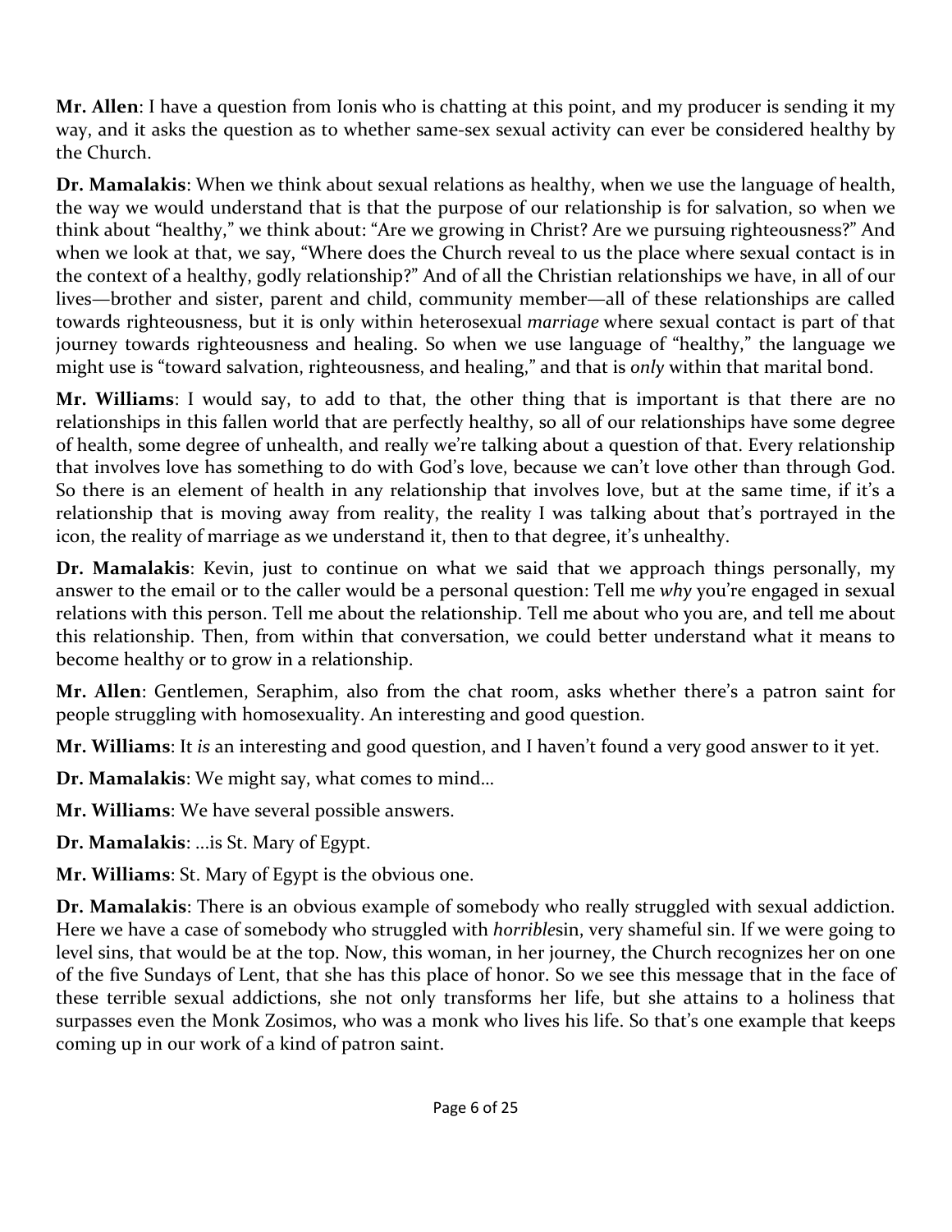**Mr. Allen**: I have a question from Ionis who is chatting at this point, and my producer is sending it my way, and it asks the question as to whether same-sex sexual activity can ever be considered healthy by the Church.

**Dr. Mamalakis**: When we think about sexual relations as healthy, when we use the language of health, the way we would understand that is that the purpose of our relationship is for salvation, so when we think about "healthy," we think about: "Are we growing in Christ? Are we pursuing righteousness?" And when we look at that, we say, "Where does the Church reveal to us the place where sexual contact is in the context of a healthy, godly relationship?" And of all the Christian relationships we have, in all of our lives—brother and sister, parent and child, community member—all of these relationships are called towards righteousness, but it is only within heterosexual *marriage* where sexual contact is part of that journey towards righteousness and healing. So when we use language of "healthy," the language we might use is "toward salvation, righteousness, and healing," and that is *only* within that marital bond.

**Mr. Williams**: I would say, to add to that, the other thing that is important is that there are no relationships in this fallen world that are perfectly healthy, so all of our relationships have some degree of health, some degree of unhealth, and really we're talking about a question of that. Every relationship that involves love has something to do with God's love, because we can't love other than through God. So there is an element of health in any relationship that involves love, but at the same time, if it's a relationship that is moving away from reality, the reality I was talking about that's portrayed in the icon, the reality of marriage as we understand it, then to that degree, it's unhealthy.

**Dr. Mamalakis**: Kevin, just to continue on what we said that we approach things personally, my answer to the email or to the caller would be a personal question: Tell me *why* you're engaged in sexual relations with this person. Tell me about the relationship. Tell me about who you are, and tell me about this relationship. Then, from within that conversation, we could better understand what it means to become healthy or to grow in a relationship.

**Mr. Allen**: Gentlemen, Seraphim, also from the chat room, asks whether there's a patron saint for people struggling with homosexuality. An interesting and good question.

**Mr. Williams**: It *is* an interesting and good question, and I haven't found a very good answer to it yet.

**Dr. Mamalakis**: We might say, what comes to mind...

**Mr. Williams**: We have several possible answers.

**Dr. Mamalakis**: ...is St. Mary of Egypt.

**Mr. Williams**: St. Mary of Egypt is the obvious one.

**Dr. Mamalakis**: There is an obvious example of somebody who really struggled with sexual addiction. Here we have a case of somebody who struggled with *horrible*sin, very shameful sin. If we were going to level sins, that would be at the top. Now, this woman, in her journey, the Church recognizes her on one of the five Sundays of Lent, that she has this place of honor. So we see this message that in the face of these terrible sexual addictions, she not only transforms her life, but she attains to a holiness that surpasses even the Monk Zosimos, who was a monk who lives his life. So that's one example that keeps coming up in our work of a kind of patron saint.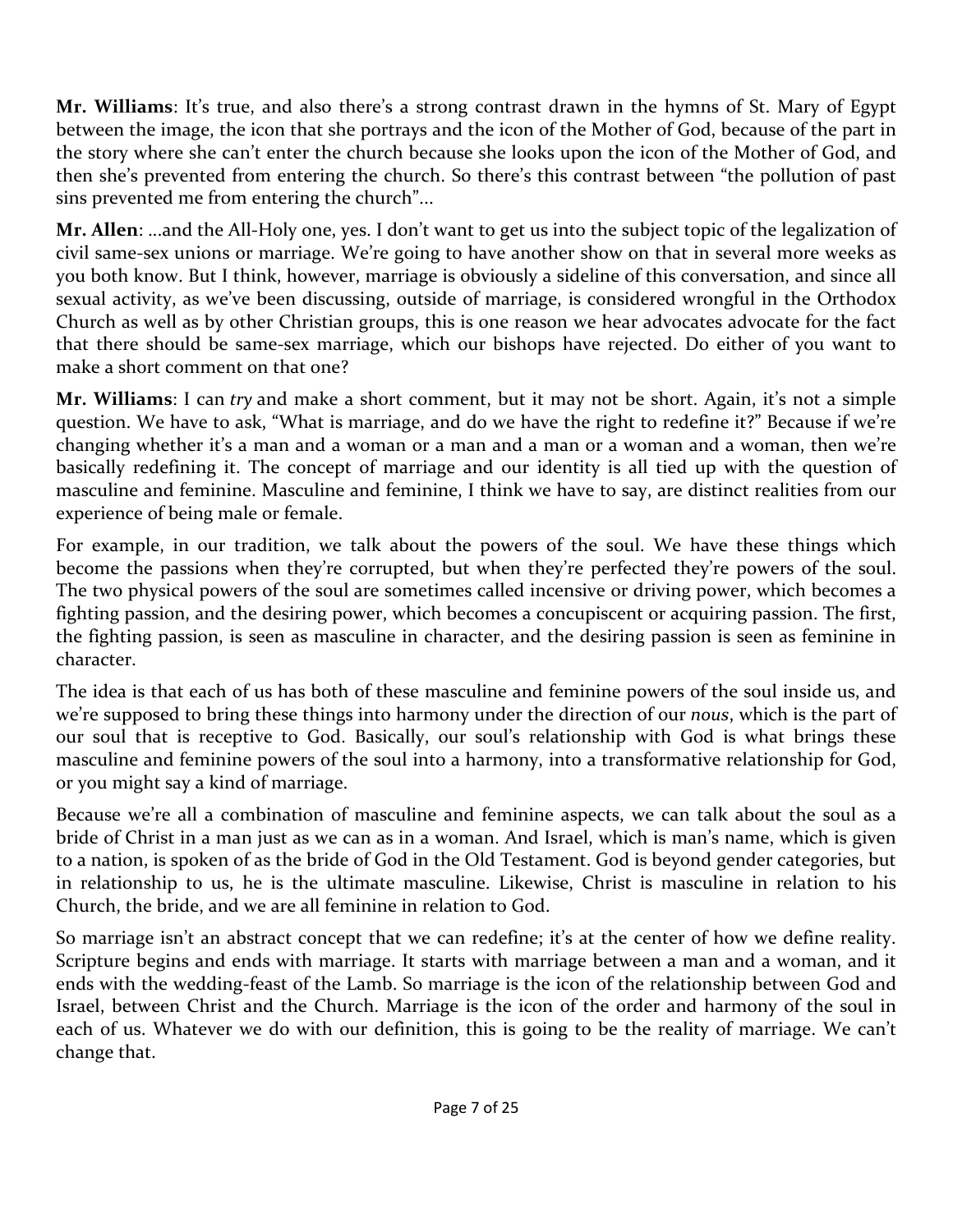**Mr. Williams**: It's true, and also there's a strong contrast drawn in the hymns of St. Mary of Egypt between the image, the icon that she portrays and the icon of the Mother of God, because of the part in the story where she can't enter the church because she looks upon the icon of the Mother of God, and then she's prevented from entering the church. So there's this contrast between "the pollution of past sins prevented me from entering the church"…

**Mr. Allen**: …and the All-Holy one, yes. I don't want to get us into the subject topic of the legalization of civil same-sex unions or marriage. We're going to have another show on that in several more weeks as you both know. But I think, however, marriage is obviously a sideline of this conversation, and since all sexual activity, as we've been discussing, outside of marriage, is considered wrongful in the Orthodox Church as well as by other Christian groups, this is one reason we hear advocates advocate for the fact that there should be same-sex marriage, which our bishops have rejected. Do either of you want to make a short comment on that one?

**Mr. Williams**: I can *try* and make a short comment, but it may not be short. Again, it's not a simple question. We have to ask, "What is marriage, and do we have the right to redefine it?" Because if we're changing whether it's a man and a woman or a man and a man or a woman and a woman, then we're basically redefining it. The concept of marriage and our identity is all tied up with the question of masculine and feminine. Masculine and feminine, I think we have to say, are distinct realities from our experience of being male or female.

For example, in our tradition, we talk about the powers of the soul. We have these things which become the passions when they're corrupted, but when they're perfected they're powers of the soul. The two physical powers of the soul are sometimes called incensive or driving power, which becomes a fighting passion, and the desiring power, which becomes a concupiscent or acquiring passion. The first, the fighting passion, is seen as masculine in character, and the desiring passion is seen as feminine in character.

The idea is that each of us has both of these masculine and feminine powers of the soul inside us, and we're supposed to bring these things into harmony under the direction of our *nous*, which is the part of our soul that is receptive to God. Basically, our soul's relationship with God is what brings these masculine and feminine powers of the soul into a harmony, into a transformative relationship for God, or you might say a kind of marriage.

Because we're all a combination of masculine and feminine aspects, we can talk about the soul as a bride of Christ in a man just as we can as in a woman. And Israel, which is man's name, which is given to a nation, is spoken of as the bride of God in the Old Testament. God is beyond gender categories, but in relationship to us, he is the ultimate masculine. Likewise, Christ is masculine in relation to his Church, the bride, and we are all feminine in relation to God.

So marriage isn't an abstract concept that we can redefine; it's at the center of how we define reality. Scripture begins and ends with marriage. It starts with marriage between a man and a woman, and it ends with the wedding-feast of the Lamb. So marriage is the icon of the relationship between God and Israel, between Christ and the Church. Marriage is the icon of the order and harmony of the soul in each of us. Whatever we do with our definition, this is going to be the reality of marriage. We can't change that.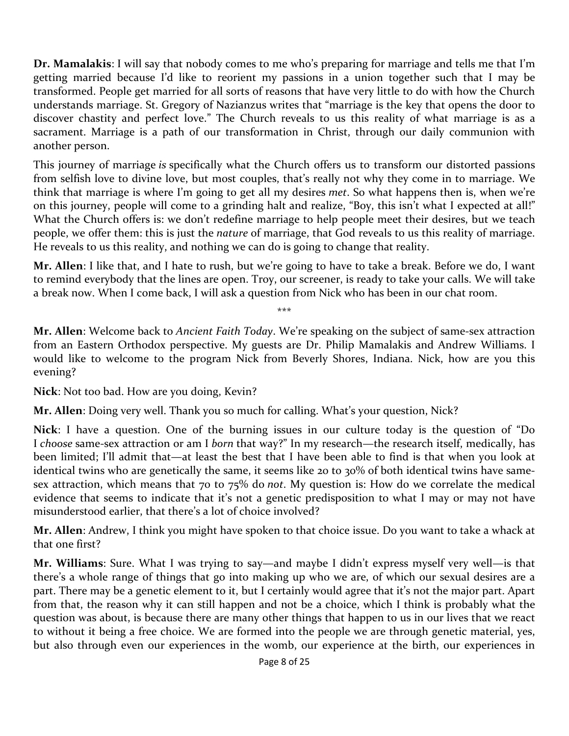**Dr. Mamalakis**: I will say that nobody comes to me who's preparing for marriage and tells me that I'm getting married because I'd like to reorient my passions in a union together such that I may be transformed. People get married for all sorts of reasons that have very little to do with how the Church understands marriage. St. Gregory of Nazianzus writes that "marriage is the key that opens the door to discover chastity and perfect love." The Church reveals to us this reality of what marriage is as a sacrament. Marriage is a path of our transformation in Christ, through our daily communion with another person.

This journey of marriage *is* specifically what the Church offers us to transform our distorted passions from selfish love to divine love, but most couples, that's really not why they come in to marriage. We think that marriage is where I'm going to get all my desires *met*. So what happens then is, when we're on this journey, people will come to a grinding halt and realize, "Boy, this isn't what I expected at all!" What the Church offers is: we don't redefine marriage to help people meet their desires, but we teach people, we offer them: this is just the *nature* of marriage, that God reveals to us this reality of marriage. He reveals to us this reality, and nothing we can do is going to change that reality.

**Mr. Allen**: I like that, and I hate to rush, but we're going to have to take a break. Before we do, I want to remind everybody that the lines are open. Troy, our screener, is ready to take your calls. We will take a break now. When I come back, I will ask a question from Nick who has been in our chat room.

\*\*\*

**Mr. Allen**: Welcome back to *Ancient Faith Today*. We're speaking on the subject of same-sex attraction from an Eastern Orthodox perspective. My guests are Dr. Philip Mamalakis and Andrew Williams. I would like to welcome to the program Nick from Beverly Shores, Indiana. Nick, how are you this evening?

**Nick**: Not too bad. How are you doing, Kevin?

**Mr. Allen**: Doing very well. Thank you so much for calling. What's your question, Nick?

**Nick**: I have a question. One of the burning issues in our culture today is the question of "Do I *choose* same-sex attraction or am I *born* that way?" In my research—the research itself, medically, has been limited; I'll admit that—at least the best that I have been able to find is that when you look at identical twins who are genetically the same, it seems like 20 to 30% of both identical twins have same-sex attraction, which means that 70 to 75% do *not*. My question is: How do we correlate the medical evidence that seems to indicate that it's not a genetic predisposition to what I may or may not have misunderstood earlier, that there's a lot of choice involved?

**Mr. Allen**: Andrew, I think you might have spoken to that choice issue. Do you want to take a whack at that one first?

**Mr. Williams**: Sure. What I was trying to say—and maybe I didn't express myself very well—is that there's a whole range of things that go into making up who we are, of which our sexual desires are a part. There may be a genetic element to it, but I certainly would agree that it's not the major part. Apart from that, the reason why it can still happen and not be a choice, which I think is probably what the question was about, is because there are many other things that happen to us in our lives that we react to without it being a free choice. We are formed into the people we are through genetic material, yes, but also through even our experiences in the womb, our experience at the birth, our experiences in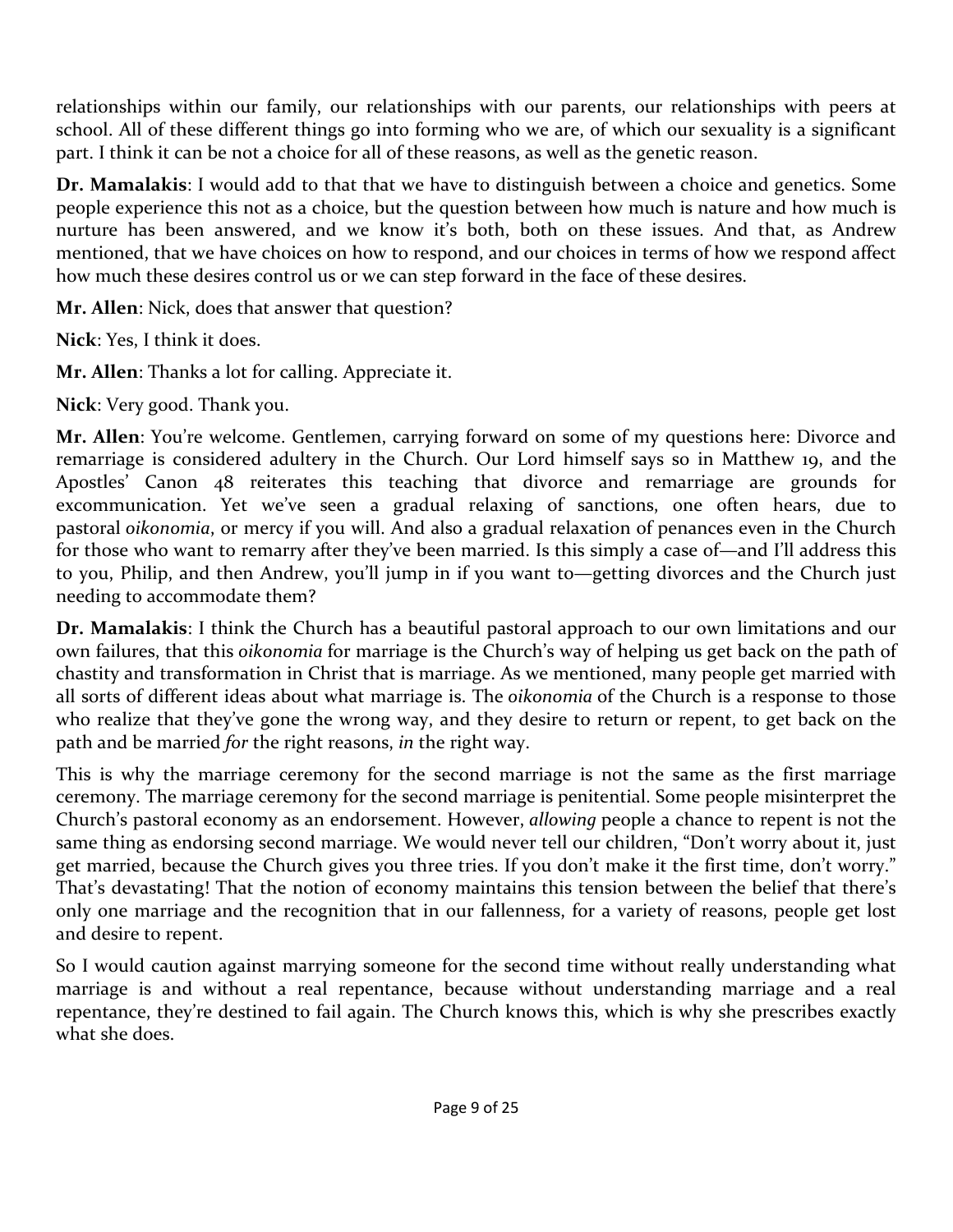relationships within our family, our relationships with our parents, our relationships with peers at school. All of these different things go into forming who we are, of which our sexuality is a significant part. I think it can be not a choice for all of these reasons, as well as the genetic reason.

**Dr. Mamalakis**: I would add to that that we have to distinguish between a choice and genetics. Some people experience this not as a choice, but the question between how much is nature and how much is nurture has been answered, and we know it's both, both on these issues. And that, as Andrew mentioned, that we have choices on how to respond, and our choices in terms of how we respond affect how much these desires control us or we can step forward in the face of these desires.

**Mr. Allen**: Nick, does that answer that question?

**Nick**: Yes, I think it does.

**Mr. Allen**: Thanks a lot for calling. Appreciate it.

**Nick**: Very good. Thank you.

**Mr. Allen**: You're welcome. Gentlemen, carrying forward on some of my questions here: Divorce and remarriage is considered adultery in the Church. Our Lord himself says so in Matthew 19, and the Apostles' Canon 48 reiterates this teaching that divorce and remarriage are grounds for excommunication. Yet we've seen a gradual relaxing of sanctions, one often hears, due to pastoral *oikonomia*, or mercy if you will. And also a gradual relaxation of penances even in the Church for those who want to remarry after they've been married. Is this simply a case of—and I'll address this to you, Philip, and then Andrew, you'll jump in if you want to—getting divorces and the Church just needing to accommodate them?

**Dr. Mamalakis**: I think the Church has a beautiful pastoral approach to our own limitations and our own failures, that this *oikonomia* for marriage is the Church's way of helping us get back on the path of chastity and transformation in Christ that is marriage. As we mentioned, many people get married with all sorts of different ideas about what marriage is. The *oikonomia* of the Church is a response to those who realize that they've gone the wrong way, and they desire to return or repent, to get back on the path and be married *for* the right reasons, *in* the right way.

This is why the marriage ceremony for the second marriage is not the same as the first marriage ceremony. The marriage ceremony for the second marriage is penitential. Some people misinterpret the Church's pastoral economy as an endorsement. However, *allowing* people a chance to repent is not the same thing as endorsing second marriage. We would never tell our children, "Don't worry about it, just get married, because the Church gives you three tries. If you don't make it the first time, don't worry." That's devastating! That the notion of economy maintains this tension between the belief that there's only one marriage and the recognition that in our fallenness, for a variety of reasons, people get lost and desire to repent.

So I would caution against marrying someone for the second time without really understanding what marriage is and without a real repentance, because without understanding marriage and a real repentance, they're destined to fail again. The Church knows this, which is why she prescribes exactly what she does.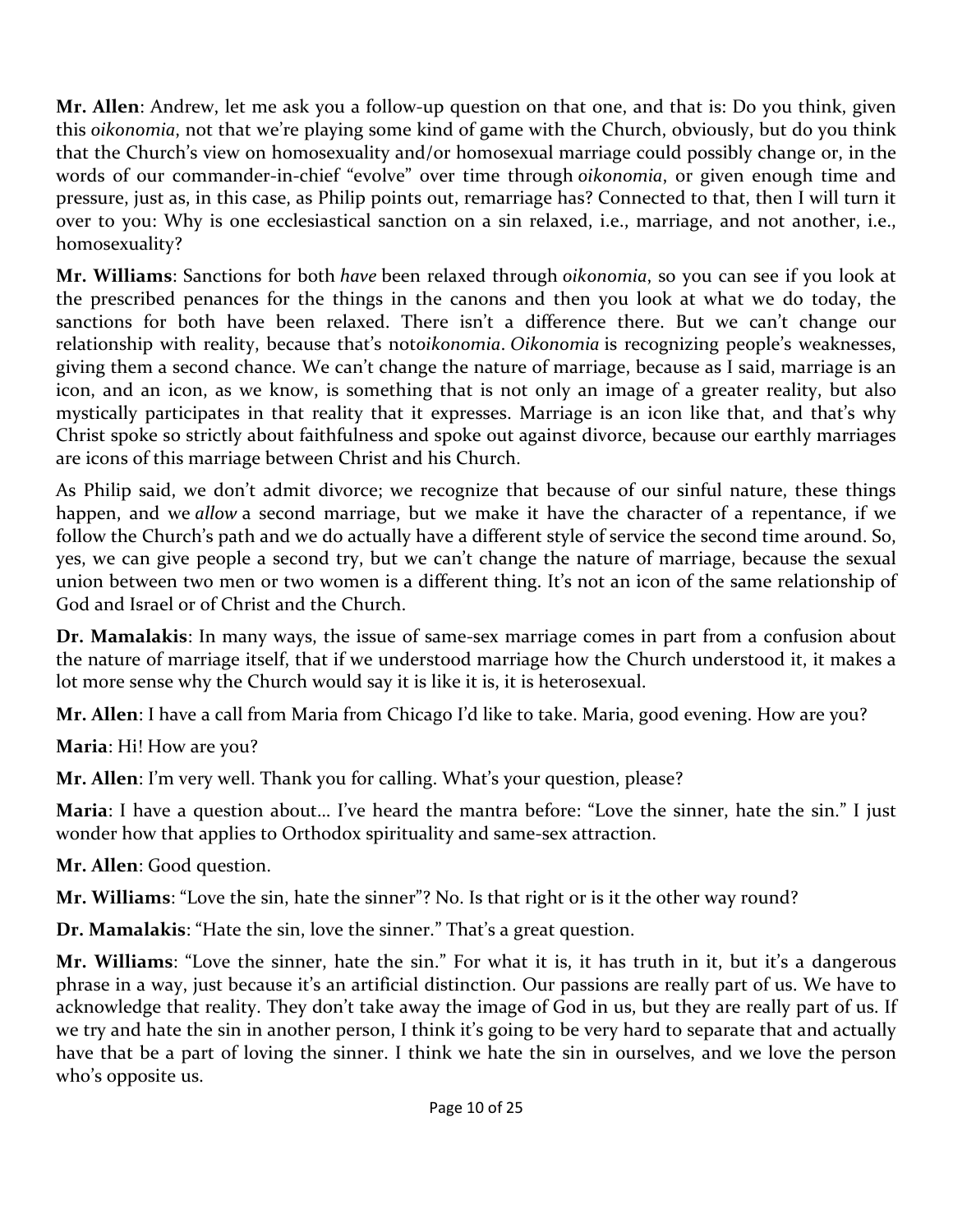**Mr. Allen**: Andrew, let me ask you a follow-up question on that one, and that is: Do you think, given this *oikonomia*, not that we're playing some kind of game with the Church, obviously, but do you think that the Church's view on homosexuality and/or homosexual marriage could possibly change or, in the words of our commander-in-chief "evolve" over time through *oikonomia*, or given enough time and pressure, just as, in this case, as Philip points out, remarriage has? Connected to that, then I will turn it over to you: Why is one ecclesiastical sanction on a sin relaxed, i.e., marriage, and not another, i.e., homosexuality?

**Mr. Williams**: Sanctions for both *have* been relaxed through *oikonomia*, so you can see if you look at the prescribed penances for the things in the canons and then you look at what we do today, the sanctions for both have been relaxed. There isn't a difference there. But we can't change our relationship with reality, because that's not*oikonomia*. *Oikonomia* is recognizing people's weaknesses, giving them a second chance. We can't change the nature of marriage, because as I said, marriage is an icon, and an icon, as we know, is something that is not only an image of a greater reality, but also mystically participates in that reality that it expresses. Marriage is an icon like that, and that's why Christ spoke so strictly about faithfulness and spoke out against divorce, because our earthly marriages are icons of this marriage between Christ and his Church.

As Philip said, we don't admit divorce; we recognize that because of our sinful nature, these things happen, and we *allow* a second marriage, but we make it have the character of a repentance, if we follow the Church's path and we do actually have a different style of service the second time around. So, yes, we can give people a second try, but we can't change the nature of marriage, because the sexual union between two men or two women is a different thing. It's not an icon of the same relationship of God and Israel or of Christ and the Church.

**Dr. Mamalakis**: In many ways, the issue of same-sex marriage comes in part from a confusion about the nature of marriage itself, that if we understood marriage how the Church understood it, it makes a lot more sense why the Church would say it is like it is, it is heterosexual.

**Mr. Allen**: I have a call from Maria from Chicago I'd like to take. Maria, good evening. How are you?

**Maria**: Hi! How are you?

**Mr. Allen**: I'm very well. Thank you for calling. What's your question, please?

**Maria**: I have a question about… I've heard the mantra before: "Love the sinner, hate the sin." I just wonder how that applies to Orthodox spirituality and same-sex attraction.

**Mr. Allen**: Good question.

**Mr. Williams**: "Love the sin, hate the sinner"? No. Is that right or is it the other way round?

**Dr. Mamalakis**: "Hate the sin, love the sinner." That's a great question.

**Mr. Williams**: "Love the sinner, hate the sin." For what it is, it has truth in it, but it's a dangerous phrase in a way, just because it's an artificial distinction. Our passions are really part of us. We have to acknowledge that reality. They don't take away the image of God in us, but they are really part of us. If we try and hate the sin in another person, I think it's going to be very hard to separate that and actually have that be a part of loving the sinner. I think we hate the sin in ourselves, and we love the person who's opposite us.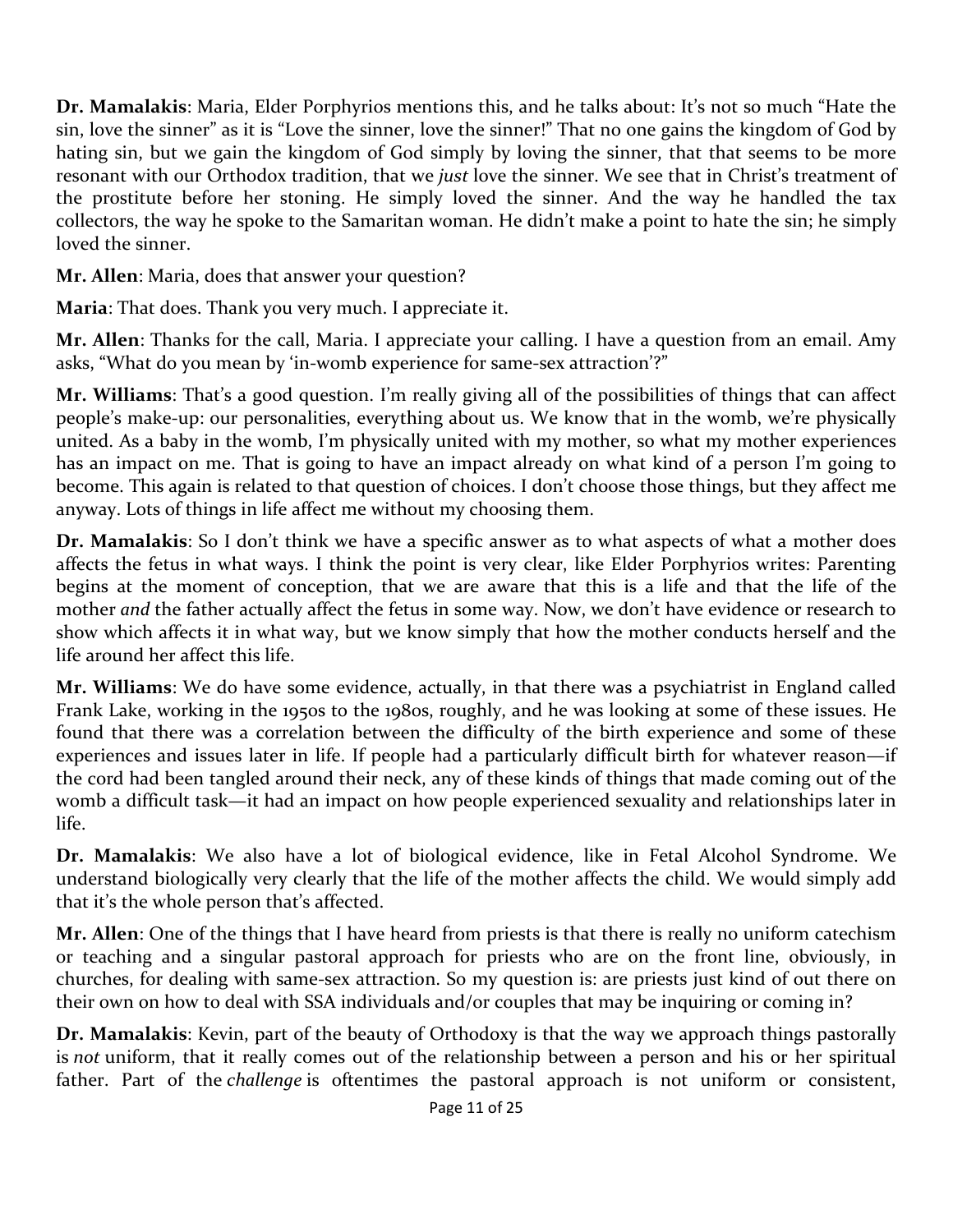**Dr. Mamalakis**: Maria, Elder Porphyrios mentions this, and he talks about: It's not so much "Hate the sin, love the sinner" as it is "Love the sinner, love the sinner!" That no one gains the kingdom of God by hating sin, but we gain the kingdom of God simply by loving the sinner, that that seems to be more resonant with our Orthodox tradition, that we *just* love the sinner. We see that in Christ's treatment of the prostitute before her stoning. He simply loved the sinner. And the way he handled the tax collectors, the way he spoke to the Samaritan woman. He didn't make a point to hate the sin; he simply loved the sinner.

**Mr. Allen**: Maria, does that answer your question?

**Maria**: That does. Thank you very much. I appreciate it.

**Mr. Allen**: Thanks for the call, Maria. I appreciate your calling. I have a question from an email. Amy asks, "What do you mean by 'in-womb experience for same-sex attraction'?"

**Mr. Williams**: That's a good question. I'm really giving all of the possibilities of things that can affect people's make-up: our personalities, everything about us. We know that in the womb, we're physically united. As a baby in the womb, I'm physically united with my mother, so what my mother experiences has an impact on me. That is going to have an impact already on what kind of a person I'm going to become. This again is related to that question of choices. I don't choose those things, but they affect me anyway. Lots of things in life affect me without my choosing them.

**Dr. Mamalakis**: So I don't think we have a specific answer as to what aspects of what a mother does affects the fetus in what ways. I think the point is very clear, like Elder Porphyrios writes: Parenting begins at the moment of conception, that we are aware that this is a life and that the life of the mother *and* the father actually affect the fetus in some way. Now, we don't have evidence or research to show which affects it in what way, but we know simply that how the mother conducts herself and the life around her affect this life.

**Mr. Williams**: We do have some evidence, actually, in that there was a psychiatrist in England called Frank Lake, working in the 1950s to the 1980s, roughly, and he was looking at some of these issues. He found that there was a correlation between the difficulty of the birth experience and some of these experiences and issues later in life. If people had a particularly difficult birth for whatever reason—if the cord had been tangled around their neck, any of these kinds of things that made coming out of the womb a difficult task—it had an impact on how people experienced sexuality and relationships later in life.

**Dr. Mamalakis**: We also have a lot of biological evidence, like in Fetal Alcohol Syndrome. We understand biologically very clearly that the life of the mother affects the child. We would simply add that it's the whole person that's affected.

**Mr. Allen**: One of the things that I have heard from priests is that there is really no uniform catechism or teaching and a singular pastoral approach for priests who are on the front line, obviously, in churches, for dealing with same-sex attraction. So my question is: are priests just kind of out there on their own on how to deal with SSA individuals and/or couples that may be inquiring or coming in?

**Dr. Mamalakis**: Kevin, part of the beauty of Orthodoxy is that the way we approach things pastorally is *not* uniform, that it really comes out of the relationship between a person and his or her spiritual father. Part of the *challenge* is oftentimes the pastoral approach is not uniform or consistent,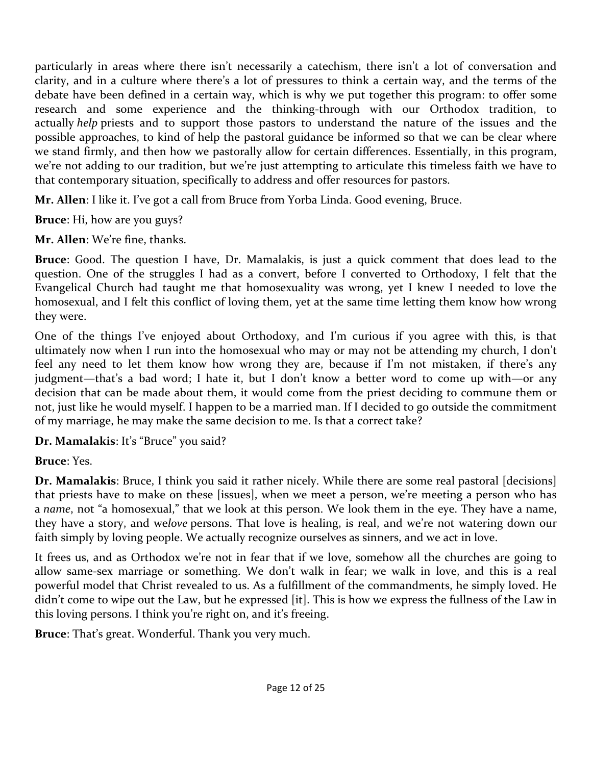particularly in areas where there isn't necessarily a catechism, there isn't a lot of conversation and clarity, and in a culture where there's a lot of pressures to think a certain way, and the terms of the debate have been defined in a certain way, which is why we put together this program: to offer some research and some experience and the thinking-through with our Orthodox tradition, to actually *help* priests and to support those pastors to understand the nature of the issues and the possible approaches, to kind of help the pastoral guidance be informed so that we can be clear where we stand firmly, and then how we pastorally allow for certain differences. Essentially, in this program, we're not adding to our tradition, but we're just attempting to articulate this timeless faith we have to that contemporary situation, specifically to address and offer resources for pastors.

**Mr. Allen**: I like it. I've got a call from Bruce from Yorba Linda. Good evening, Bruce.

**Bruce**: Hi, how are you guys?

**Mr. Allen**: We're fine, thanks.

**Bruce**: Good. The question I have, Dr. Mamalakis, is just a quick comment that does lead to the question. One of the struggles I had as a convert, before I converted to Orthodoxy, I felt that the Evangelical Church had taught me that homosexuality was wrong, yet I knew I needed to love the homosexual, and I felt this conflict of loving them, yet at the same time letting them know how wrong they were.

One of the things I've enjoyed about Orthodoxy, and I'm curious if you agree with this, is that ultimately now when I run into the homosexual who may or may not be attending my church, I don't feel any need to let them know how wrong they are, because if I'm not mistaken, if there's any judgment—that's a bad word; I hate it, but I don't know a better word to come up with—or any decision that can be made about them, it would come from the priest deciding to commune them or not, just like he would myself. I happen to be a married man. If I decided to go outside the commitment of my marriage, he may make the same decision to me. Is that a correct take?

**Dr. Mamalakis**: It's "Bruce" you said?

**Bruce**: Yes.

**Dr. Mamalakis**: Bruce, I think you said it rather nicely. While there are some real pastoral [decisions] that priests have to make on these [issues], when we meet a person, we're meeting a person who has a *name*, not "a homosexual," that we look at this person. We look them in the eye. They have a name, they have a story, and we *love* persons. That love is healing, is real, and we're not watering down our faith simply by loving people. We actually recognize ourselves as sinners, and we act in love.

It frees us, and as Orthodox we're not in fear that if we love, somehow all the churches are going to allow same-sex marriage or something. We don't walk in fear; we walk in love, and this is a real powerful model that Christ revealed to us. As a fulfillment of the commandments, he simply loved. He didn't come to wipe out the Law, but he expressed [it]. This is how we express the fullness of the Law in this loving persons. I think you're right on, and it's freeing.

**Bruce**: That's great. Wonderful. Thank you very much.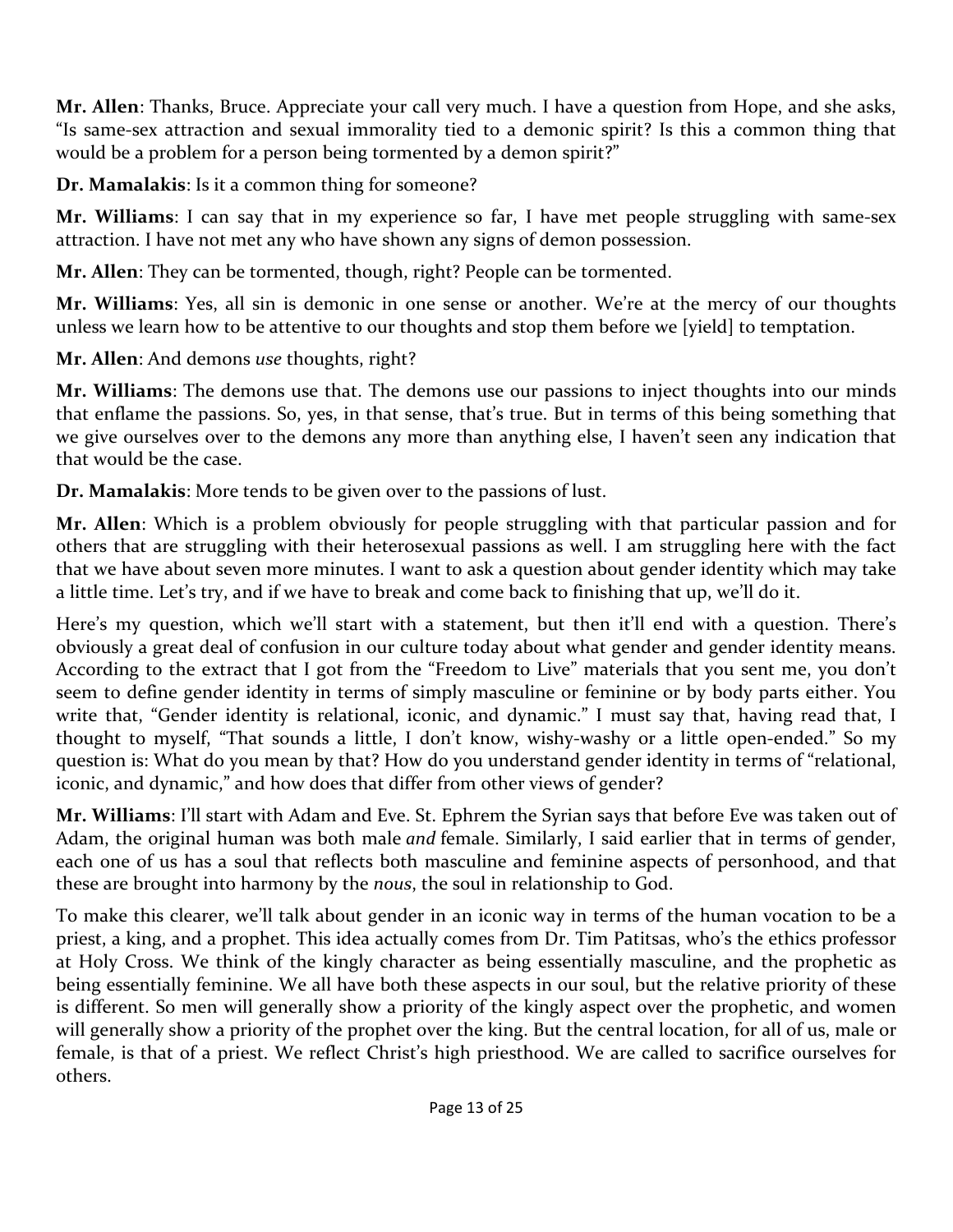**Mr. Allen**: Thanks, Bruce. Appreciate your call very much. I have a question from Hope, and she asks, "Is same-sex attraction and sexual immorality tied to a demonic spirit? Is this a common thing that would be a problem for a person being tormented by a demon spirit?"

**Dr. Mamalakis**: Is it a common thing for someone?

**Mr. Williams**: I can say that in my experience so far, I have met people struggling with same-sex attraction. I have not met any who have shown any signs of demon possession.

**Mr. Allen**: They can be tormented, though, right? People can be tormented.

**Mr. Williams**: Yes, all sin is demonic in one sense or another. We're at the mercy of our thoughts unless we learn how to be attentive to our thoughts and stop them before we [yield] to temptation.

**Mr. Allen**: And demons *use* thoughts, right?

**Mr. Williams**: The demons use that. The demons use our passions to inject thoughts into our minds that enflame the passions. So, yes, in that sense, that's true. But in terms of this being something that we give ourselves over to the demons any more than anything else, I haven't seen any indication that that would be the case.

**Dr. Mamalakis**: More tends to be given over to the passions of lust.

**Mr. Allen**: Which is a problem obviously for people struggling with that particular passion and for others that are struggling with their heterosexual passions as well. I am struggling here with the fact that we have about seven more minutes. I want to ask a question about gender identity which may take a little time. Let's try, and if we have to break and come back to finishing that up, we'll do it.

Here's my question, which we'll start with a statement, but then it'll end with a question. There's obviously a great deal of confusion in our culture today about what gender and gender identity means. According to the extract that I got from the "Freedom to Live" materials that you sent me, you don't seem to define gender identity in terms of simply masculine or feminine or by body parts either. You write that, "Gender identity is relational, iconic, and dynamic." I must say that, having read that, I thought to myself, "That sounds a little, I don't know, wishy-washy or a little open-ended." So my question is: What do you mean by that? How do you understand gender identity in terms of "relational, iconic, and dynamic," and how does that differ from other views of gender?

**Mr. Williams**: I'll start with Adam and Eve. St. Ephrem the Syrian says that before Eve was taken out of Adam, the original human was both male *and* female. Similarly, I said earlier that in terms of gender, each one of us has a soul that reflects both masculine and feminine aspects of personhood, and that these are brought into harmony by the *nous*, the soul in relationship to God.

To make this clearer, we'll talk about gender in an iconic way in terms of the human vocation to be a priest, a king, and a prophet. This idea actually comes from Dr. Tim Patitsas, who's the ethics professor at Holy Cross. We think of the kingly character as being essentially masculine, and the prophetic as being essentially feminine. We all have both these aspects in our soul, but the relative priority of these is different. So men will generally show a priority of the kingly aspect over the prophetic, and women will generally show a priority of the prophet over the king. But the central location, for all of us, male or female, is that of a priest. We reflect Christ's high priesthood. We are called to sacrifice ourselves for others.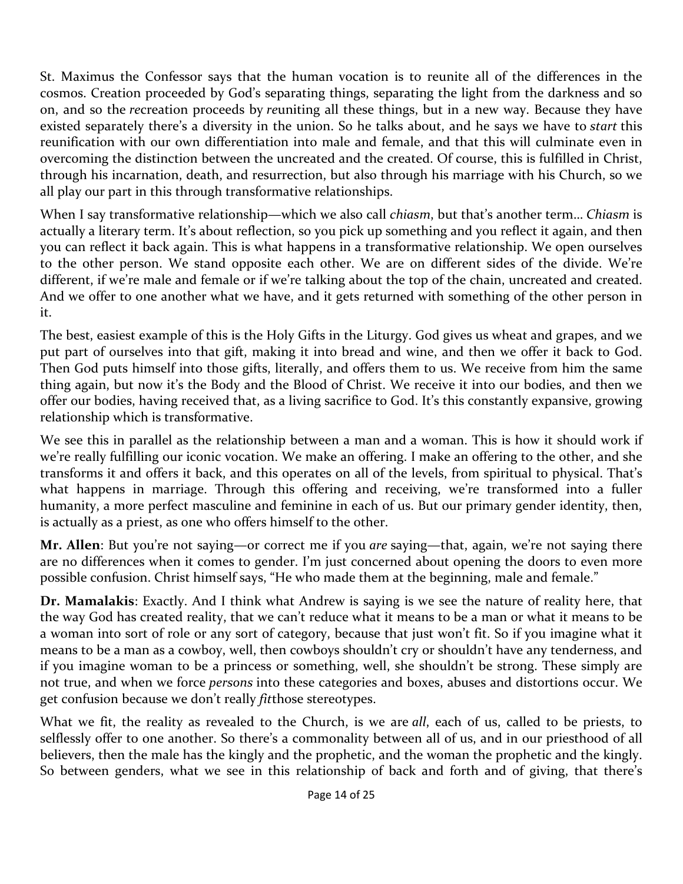St. Maximus the Confessor says that the human vocation is to reunite all of the differences in the cosmos. Creation proceeded by God's separating things, separating the light from the darkness and so on, and so the *re*creation proceeds by *re*uniting all these things, but in a new way. Because they have existed separately there's a diversity in the union. So he talks about, and he says we have to *start* this reunification with our own differentiation into male and female, and that this will culminate even in overcoming the distinction between the uncreated and the created. Of course, this is fulfilled in Christ, through his incarnation, death, and resurrection, but also through his marriage with his Church, so we all play our part in this through transformative relationships.

When I say transformative relationship—which we also call *chiasm*, but that's another term… *Chiasm* is actually a literary term. It's about reflection, so you pick up something and you reflect it again, and then you can reflect it back again. This is what happens in a transformative relationship. We open ourselves to the other person. We stand opposite each other. We are on different sides of the divide. We're different, if we're male and female or if we're talking about the top of the chain, uncreated and created. And we offer to one another what we have, and it gets returned with something of the other person in it.

The best, easiest example of this is the Holy Gifts in the Liturgy. God gives us wheat and grapes, and we put part of ourselves into that gift, making it into bread and wine, and then we offer it back to God. Then God puts himself into those gifts, literally, and offers them to us. We receive from him the same thing again, but now it's the Body and the Blood of Christ. We receive it into our bodies, and then we offer our bodies, having received that, as a living sacrifice to God. It's this constantly expansive, growing relationship which is transformative.

We see this in parallel as the relationship between a man and a woman. This is how it should work if we're really fulfilling our iconic vocation. We make an offering. I make an offering to the other, and she transforms it and offers it back, and this operates on all of the levels, from spiritual to physical. That's what happens in marriage. Through this offering and receiving, we're transformed into a fuller humanity, a more perfect masculine and feminine in each of us. But our primary gender identity, then, is actually as a priest, as one who offers himself to the other.

**Mr. Allen**: But you're not saying—or correct me if you *are* saying—that, again, we're not saying there are no differences when it comes to gender. I'm just concerned about opening the doors to even more possible confusion. Christ himself says, "He who made them at the beginning, male and female."

**Dr. Mamalakis**: Exactly. And I think what Andrew is saying is we see the nature of reality here, that the way God has created reality, that we can't reduce what it means to be a man or what it means to be a woman into sort of role or any sort of category, because that just won't fit. So if you imagine what it means to be a man as a cowboy, well, then cowboys shouldn't cry or shouldn't have any tenderness, and if you imagine woman to be a princess or something, well, she shouldn't be strong. These simply are not true, and when we force *persons* into these categories and boxes, abuses and distortions occur. We get confusion because we don't really *fit*those stereotypes.

What we fit, the reality as revealed to the Church, is we are *all*, each of us, called to be priests, to selflessly offer to one another. So there's a commonality between all of us, and in our priesthood of all believers, then the male has the kingly and the prophetic, and the woman the prophetic and the kingly. So between genders, what we see in this relationship of back and forth and of giving, that there's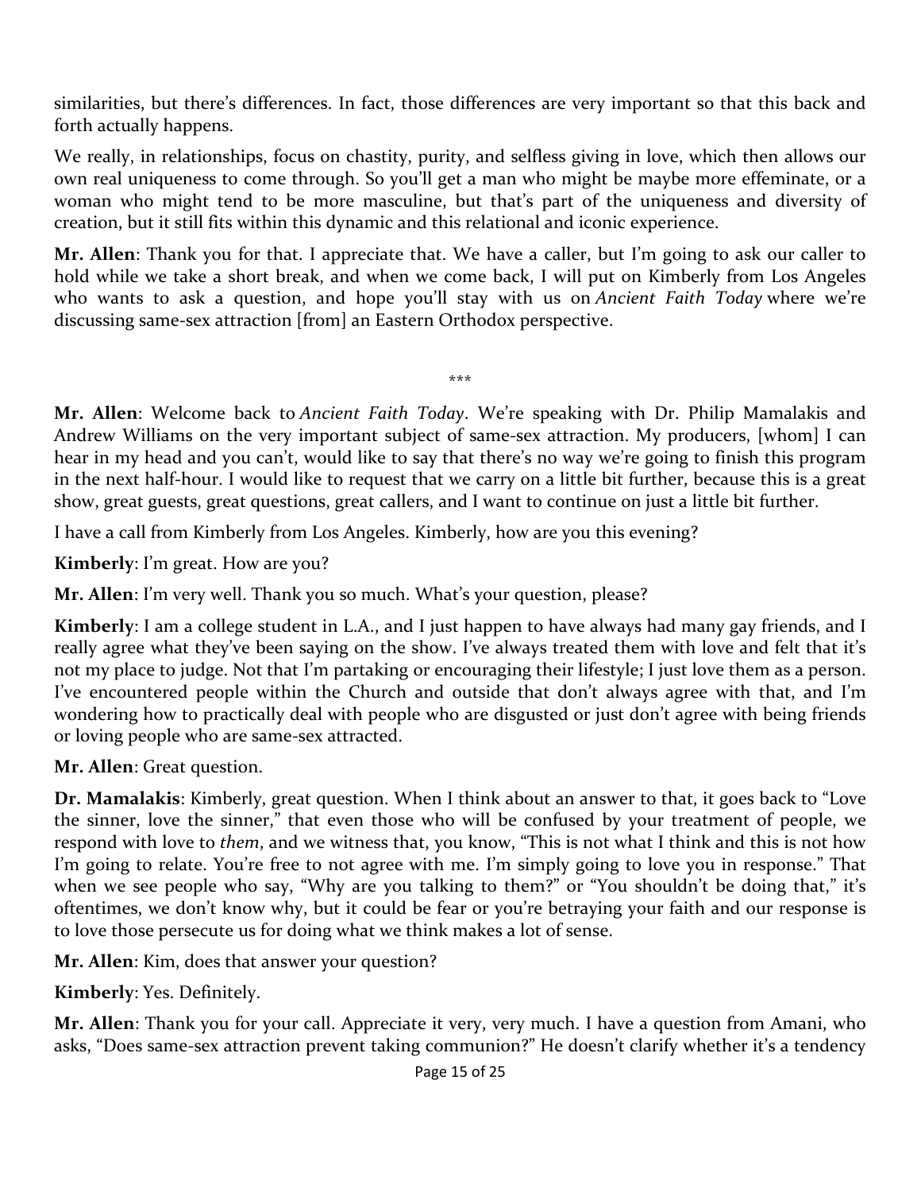similarities, but there's differences. In fact, those differences are very important so that this back and forth actually happens.

We really, in relationships, focus on chastity, purity, and selfless giving in love, which then allows our own real uniqueness to come through. So you'll get a man who might be maybe more effeminate, or a woman who might tend to be more masculine, but that's part of the uniqueness and diversity of creation, but it still fits within this dynamic and this relational and iconic experience.

**Mr. Allen**: Thank you for that. I appreciate that. We have a caller, but I'm going to ask our caller to hold while we take a short break, and when we come back, I will put on Kimberly from Los Angeles who wants to ask a question, and hope you'll stay with us on *Ancient Faith Today* where we're discussing same-sex attraction [from] an Eastern Orthodox perspective.

\*\*\*

**Mr. Allen**: Welcome back to *Ancient Faith Today*. We're speaking with Dr. Philip Mamalakis and Andrew Williams on the very important subject of same-sex attraction. My producers, [whom] I can hear in my head and you can't, would like to say that there's no way we're going to finish this program in the next half-hour. I would like to request that we carry on a little bit further, because this is a great show, great guests, great questions, great callers, and I want to continue on just a little bit further.

I have a call from Kimberly from Los Angeles. Kimberly, how are you this evening?

**Kimberly**: I'm great. How are you?

**Mr. Allen**: I'm very well. Thank you so much. What's your question, please?

**Kimberly**: I am a college student in L.A., and I just happen to have always had many gay friends, and I really agree what they've been saying on the show. I've always treated them with love and felt that it's not my place to judge. Not that I'm partaking or encouraging their lifestyle; I just love them as a person. I've encountered people within the Church and outside that don't always agree with that, and I'm wondering how to practically deal with people who are disgusted or just don't agree with being friends or loving people who are same-sex attracted.

**Mr. Allen**: Great question.

**Dr. Mamalakis**: Kimberly, great question. When I think about an answer to that, it goes back to "Love the sinner, love the sinner," that even those who will be confused by your treatment of people, we respond with love to *them*, and we witness that, you know, "This is not what I think and this is not how I'm going to relate. You're free to not agree with me. I'm simply going to love you in response." That when we see people who say, "Why are you talking to them?" or "You shouldn't be doing that," it's oftentimes, we don't know why, but it could be fear or you're betraying your faith and our response is to love those persecute us for doing what we think makes a lot of sense.

**Mr. Allen**: Kim, does that answer your question?

**Kimberly**: Yes. Definitely.

**Mr. Allen**: Thank you for your call. Appreciate it very, very much. I have a question from Amani, who asks, "Does same-sex attraction prevent taking communion?" He doesn't clarify whether it's a tendency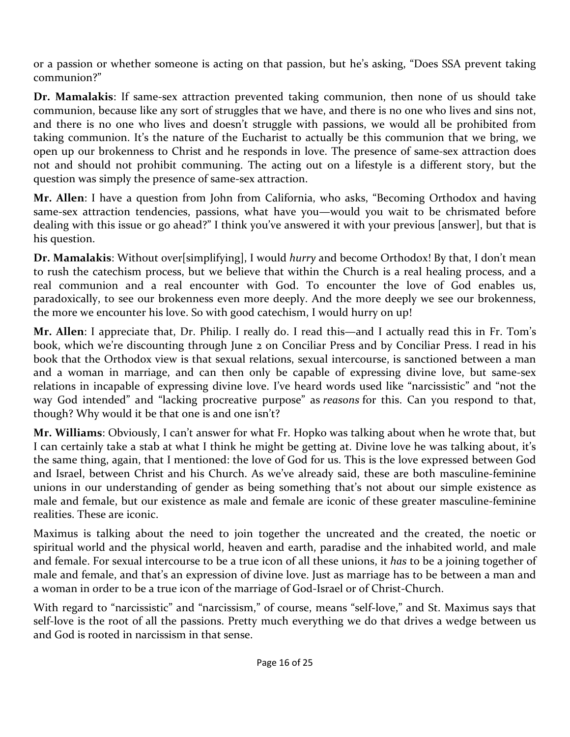or a passion or whether someone is acting on that passion, but he's asking, "Does SSA prevent taking communion?"

**Dr. Mamalakis**: If same-sex attraction prevented taking communion, then none of us should take communion, because like any sort of struggles that we have, and there is no one who lives and sins not, and there is no one who lives and doesn't struggle with passions, we would all be prohibited from taking communion. It's the nature of the Eucharist to actually be this communion that we bring, we open up our brokenness to Christ and he responds in love. The presence of same-sex attraction does not and should not prohibit communing. The acting out on a lifestyle is a different story, but the question was simply the presence of same-sex attraction.

**Mr. Allen**: I have a question from John from California, who asks, "Becoming Orthodox and having same-sex attraction tendencies, passions, what have you—would you wait to be chrismated before dealing with this issue or go ahead?" I think you've answered it with your previous [answer], but that is his question.

**Dr. Mamalakis**: Without over[simplifying], I would *hurry* and become Orthodox! By that, I don't mean to rush the catechism process, but we believe that within the Church is a real healing process, and a real communion and a real encounter with God. To encounter the love of God enables us, paradoxically, to see our brokenness even more deeply. And the more deeply we see our brokenness, the more we encounter his love. So with good catechism, I would hurry on up!

**Mr. Allen**: I appreciate that, Dr. Philip. I really do. I read this—and I actually read this in Fr. Tom's book, which we're discounting through June 2 on Conciliar Press and by Conciliar Press. I read in his book that the Orthodox view is that sexual relations, sexual intercourse, is sanctioned between a man and a woman in marriage, and can then only be capable of expressing divine love, but same-sex relations in incapable of expressing divine love. I've heard words used like "narcissistic" and "not the way God intended" and "lacking procreative purpose" as *reasons* for this. Can you respond to that, though? Why would it be that one is and one isn't?

**Mr. Williams**: Obviously, I can't answer for what Fr. Hopko was talking about when he wrote that, but I can certainly take a stab at what I think he might be getting at. Divine love he was talking about, it's the same thing, again, that I mentioned: the love of God for us. This is the love expressed between God and Israel, between Christ and his Church. As we've already said, these are both masculine-feminine unions in our understanding of gender as being something that's not about our simple existence as male and female, but our existence as male and female are iconic of these greater masculine-feminine realities. These are iconic.

Maximus is talking about the need to join together the uncreated and the created, the noetic or spiritual world and the physical world, heaven and earth, paradise and the inhabited world, and male and female. For sexual intercourse to be a true icon of all these unions, it *has* to be a joining together of male and female, and that's an expression of divine love. Just as marriage has to be between a man and a woman in order to be a true icon of the marriage of God-Israel or of Christ-Church.

With regard to "narcissistic" and "narcissism," of course, means "self-love," and St. Maximus says that self-love is the root of all the passions. Pretty much everything we do that drives a wedge between us and God is rooted in narcissism in that sense.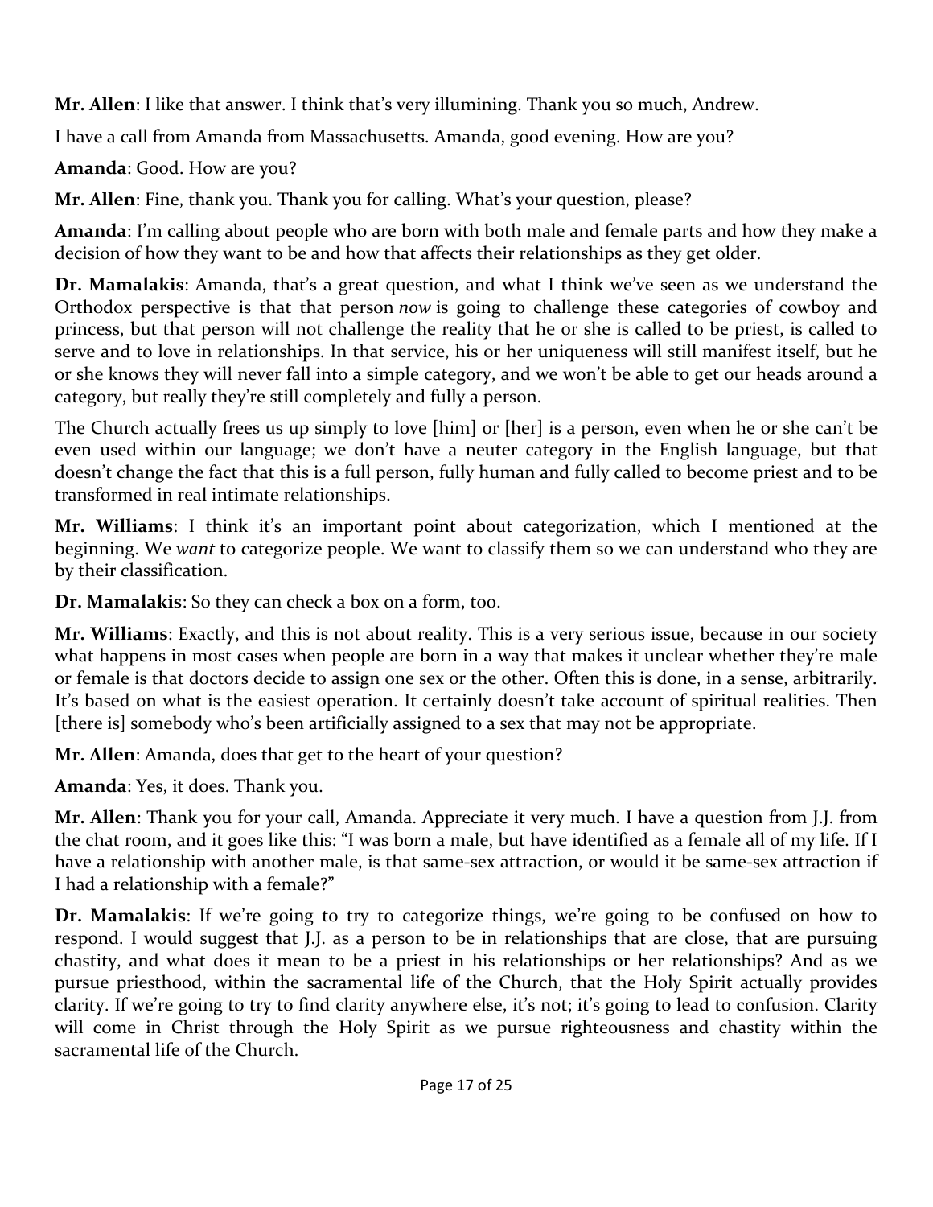**Mr. Allen**: I like that answer. I think that's very illumining. Thank you so much, Andrew.

I have a call from Amanda from Massachusetts. Amanda, good evening. How are you?

**Amanda**: Good. How are you?

**Mr. Allen**: Fine, thank you. Thank you for calling. What's your question, please?

**Amanda**: I'm calling about people who are born with both male and female parts and how they make a decision of how they want to be and how that affects their relationships as they get older.

**Dr. Mamalakis**: Amanda, that's a great question, and what I think we've seen as we understand the Orthodox perspective is that that person *now* is going to challenge these categories of cowboy and princess, but that person will not challenge the reality that he or she is called to be priest, is called to serve and to love in relationships. In that service, his or her uniqueness will still manifest itself, but he or she knows they will never fall into a simple category, and we won't be able to get our heads around a category, but really they're still completely and fully a person.

The Church actually frees us up simply to love [him] or [her] is a person, even when he or she can't be even used within our language; we don't have a neuter category in the English language, but that doesn't change the fact that this is a full person, fully human and fully called to become priest and to be transformed in real intimate relationships.

**Mr. Williams**: I think it's an important point about categorization, which I mentioned at the beginning. We *want* to categorize people. We want to classify them so we can understand who they are by their classification.

**Dr. Mamalakis**: So they can check a box on a form, too.

**Mr. Williams**: Exactly, and this is not about reality. This is a very serious issue, because in our society what happens in most cases when people are born in a way that makes it unclear whether they're male or female is that doctors decide to assign one sex or the other. Often this is done, in a sense, arbitrarily. It's based on what is the easiest operation. It certainly doesn't take account of spiritual realities. Then [there is] somebody who's been artificially assigned to a sex that may not be appropriate.

**Mr. Allen**: Amanda, does that get to the heart of your question?

**Amanda**: Yes, it does. Thank you.

**Mr. Allen**: Thank you for your call, Amanda. Appreciate it very much. I have a question from J.J. from the chat room, and it goes like this: "I was born a male, but have identified as a female all of my life. If I have a relationship with another male, is that same-sex attraction, or would it be same-sex attraction if I had a relationship with a female?"

**Dr. Mamalakis**: If we're going to try to categorize things, we're going to be confused on how to respond. I would suggest that J.J. as a person to be in relationships that are close, that are pursuing chastity, and what does it mean to be a priest in his relationships or her relationships? And as we pursue priesthood, within the sacramental life of the Church, that the Holy Spirit actually provides clarity. If we're going to try to find clarity anywhere else, it's not; it's going to lead to confusion. Clarity will come in Christ through the Holy Spirit as we pursue righteousness and chastity within the sacramental life of the Church.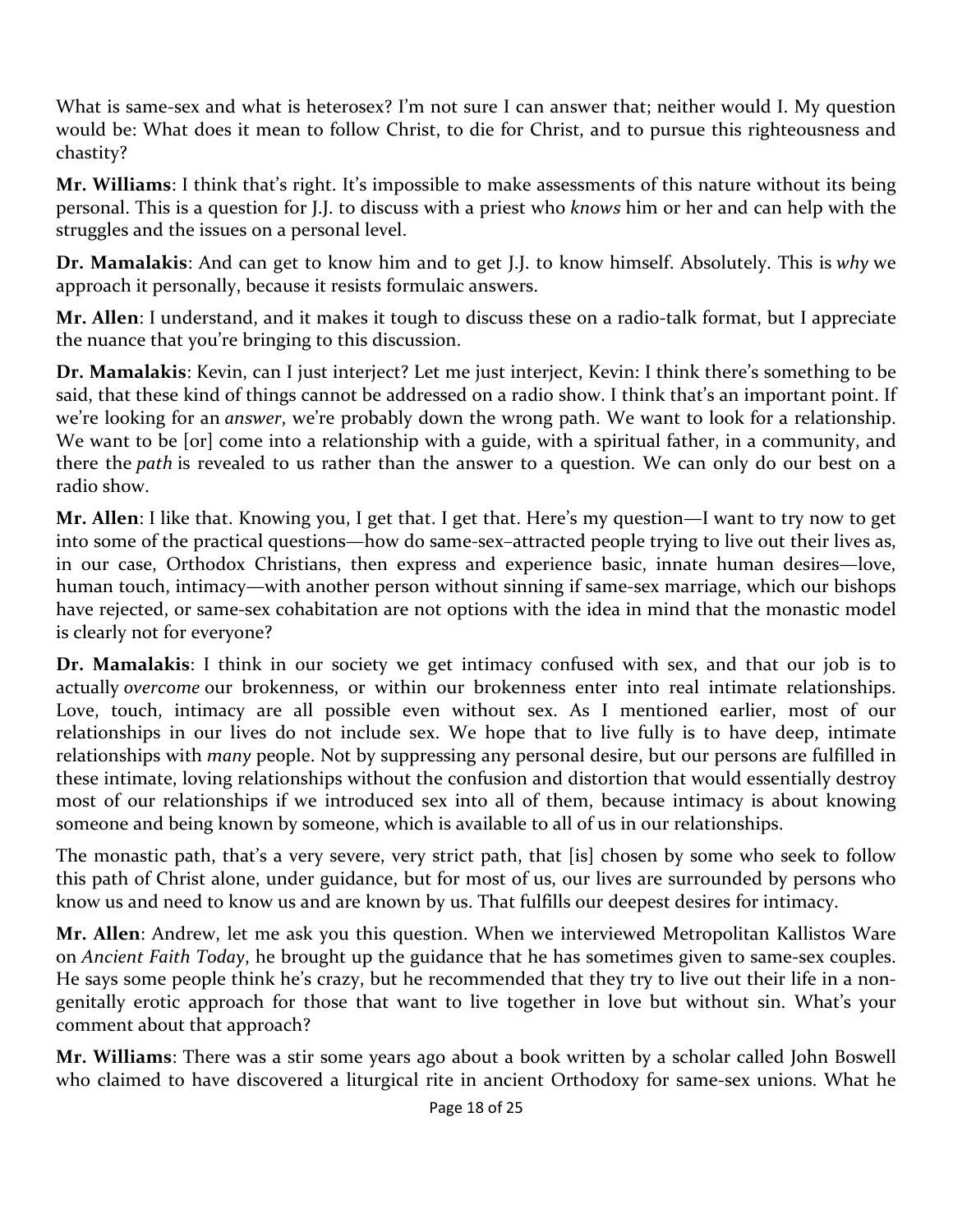What is same-sex and what is heterosex? I'm not sure I can answer that; neither would I. My question would be: What does it mean to follow Christ, to die for Christ, and to pursue this righteousness and chastity?

**Mr. Williams**: I think that's right. It's impossible to make assessments of this nature without its being personal. This is a question for J.J. to discuss with a priest who *knows* him or her and can help with the struggles and the issues on a personal level.

**Dr. Mamalakis**: And can get to know him and to get J.J. to know himself. Absolutely. This is *why* we approach it personally, because it resists formulaic answers.

**Mr. Allen**: I understand, and it makes it tough to discuss these on a radio-talk format, but I appreciate the nuance that you're bringing to this discussion.

**Dr. Mamalakis**: Kevin, can I just interject? Let me just interject, Kevin: I think there's something to be said, that these kind of things cannot be addressed on a radio show. I think that's an important point. If we're looking for an *answer*, we're probably down the wrong path. We want to look for a relationship. We want to be [or] come into a relationship with a guide, with a spiritual father, in a community, and there the *path* is revealed to us rather than the answer to a question. We can only do our best on a radio show.

**Mr. Allen**: I like that. Knowing you, I get that. I get that. Here's my question—I want to try now to get into some of the practical questions—how do same-sex–attracted people trying to live out their lives as, in our case, Orthodox Christians, then express and experience basic, innate human desires—love, human touch, intimacy—with another person without sinning if same-sex marriage, which our bishops have rejected, or same-sex cohabitation are not options with the idea in mind that the monastic model is clearly not for everyone?

**Dr. Mamalakis**: I think in our society we get intimacy confused with sex, and that our job is to actually *overcome* our brokenness, or within our brokenness enter into real intimate relationships. Love, touch, intimacy are all possible even without sex. As I mentioned earlier, most of our relationships in our lives do not include sex. We hope that to live fully is to have deep, intimate relationships with *many* people. Not by suppressing any personal desire, but our persons are fulfilled in these intimate, loving relationships without the confusion and distortion that would essentially destroy most of our relationships if we introduced sex into all of them, because intimacy is about knowing someone and being known by someone, which is available to all of us in our relationships.

The monastic path, that's a very severe, very strict path, that [is] chosen by some who seek to follow this path of Christ alone, under guidance, but for most of us, our lives are surrounded by persons who know us and need to know us and are known by us. That fulfills our deepest desires for intimacy.

**Mr. Allen**: Andrew, let me ask you this question. When we interviewed Metropolitan Kallistos Ware on *Ancient Faith Today*, he brought up the guidance that he has sometimes given to same-sex couples. He says some people think he's crazy, but he recommended that they try to live out their life in a non-genitally erotic approach for those that want to live together in love but without sin. What's your comment about that approach?

**Mr. Williams**: There was a stir some years ago about a book written by a scholar called John Boswell who claimed to have discovered a liturgical rite in ancient Orthodoxy for same-sex unions. What he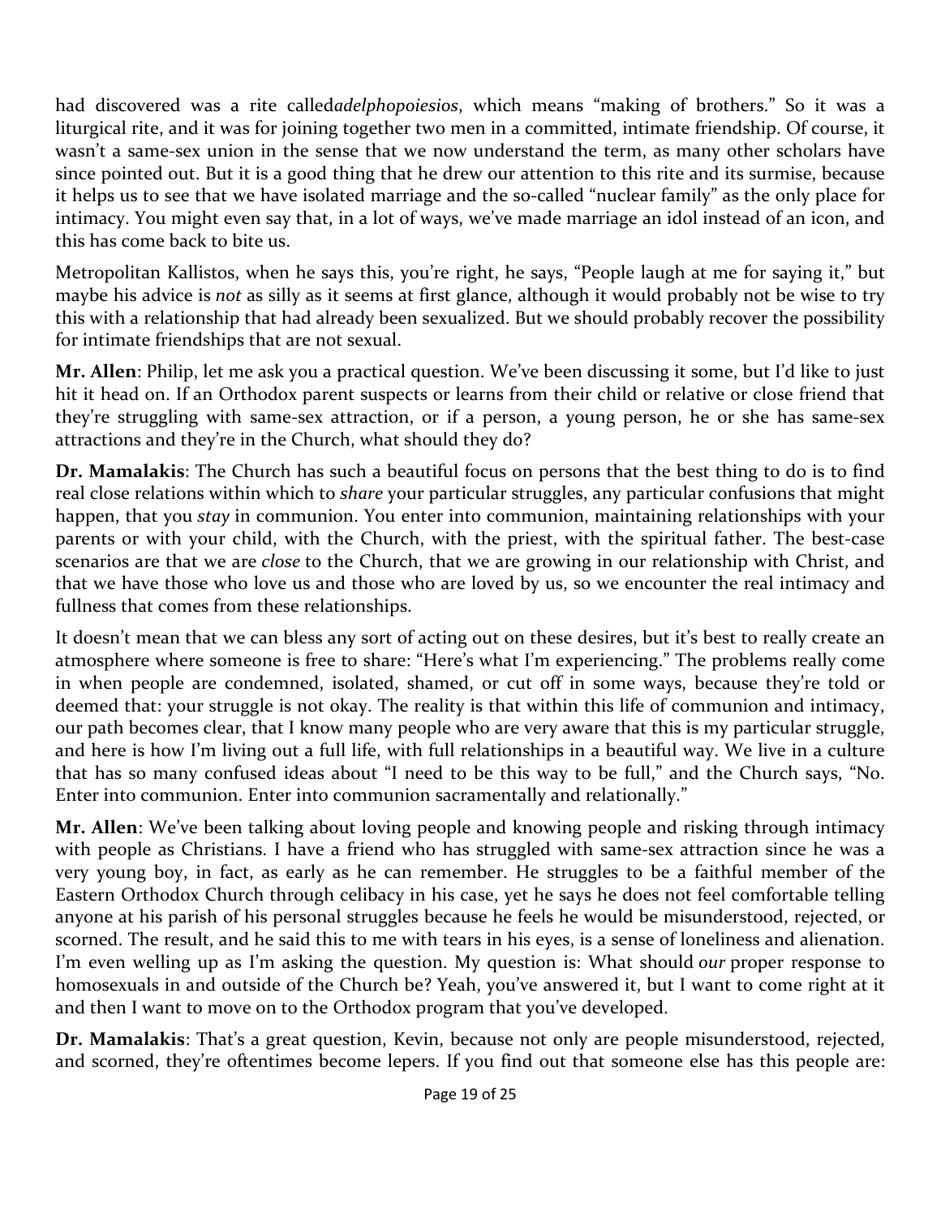had discovered was a rite called*adelphopoiesios*, which means "making of brothers." So it was a liturgical rite, and it was for joining together two men in a committed, intimate friendship. Of course, it wasn't a same-sex union in the sense that we now understand the term, as many other scholars have since pointed out. But it is a good thing that he drew our attention to this rite and its surmise, because it helps us to see that we have isolated marriage and the so-called "nuclear family" as the only place for intimacy. You might even say that, in a lot of ways, we've made marriage an idol instead of an icon, and this has come back to bite us.

Metropolitan Kallistos, when he says this, you're right, he says, "People laugh at me for saying it," but maybe his advice is *not* as silly as it seems at first glance, although it would probably not be wise to try this with a relationship that had already been sexualized. But we should probably recover the possibility for intimate friendships that are not sexual.

**Mr. Allen**: Philip, let me ask you a practical question. We've been discussing it some, but I'd like to just hit it head on. If an Orthodox parent suspects or learns from their child or relative or close friend that they're struggling with same-sex attraction, or if a person, a young person, he or she has same-sex attractions and they're in the Church, what should they do?

**Dr. Mamalakis**: The Church has such a beautiful focus on persons that the best thing to do is to find real close relations within which to *share* your particular struggles, any particular confusions that might happen, that you *stay* in communion. You enter into communion, maintaining relationships with your parents or with your child, with the Church, with the priest, with the spiritual father. The best-case scenarios are that we are *close* to the Church, that we are growing in our relationship with Christ, and that we have those who love us and those who are loved by us, so we encounter the real intimacy and fullness that comes from these relationships.

It doesn't mean that we can bless any sort of acting out on these desires, but it's best to really create an atmosphere where someone is free to share: "Here's what I'm experiencing." The problems really come in when people are condemned, isolated, shamed, or cut off in some ways, because they're told or deemed that: your struggle is not okay. The reality is that within this life of communion and intimacy, our path becomes clear, that I know many people who are very aware that this is my particular struggle, and here is how I'm living out a full life, with full relationships in a beautiful way. We live in a culture that has so many confused ideas about "I need to be this way to be full," and the Church says, "No. Enter into communion. Enter into communion sacramentally and relationally."

**Mr. Allen**: We've been talking about loving people and knowing people and risking through intimacy with people as Christians. I have a friend who has struggled with same-sex attraction since he was a very young boy, in fact, as early as he can remember. He struggles to be a faithful member of the Eastern Orthodox Church through celibacy in his case, yet he says he does not feel comfortable telling anyone at his parish of his personal struggles because he feels he would be misunderstood, rejected, or scorned. The result, and he said this to me with tears in his eyes, is a sense of loneliness and alienation. I'm even welling up as I'm asking the question. My question is: What should *our* proper response to homosexuals in and outside of the Church be? Yeah, you've answered it, but I want to come right at it and then I want to move on to the Orthodox program that you've developed.

**Dr. Mamalakis**: That's a great question, Kevin, because not only are people misunderstood, rejected, and scorned, they're oftentimes become lepers. If you find out that someone else has this people are: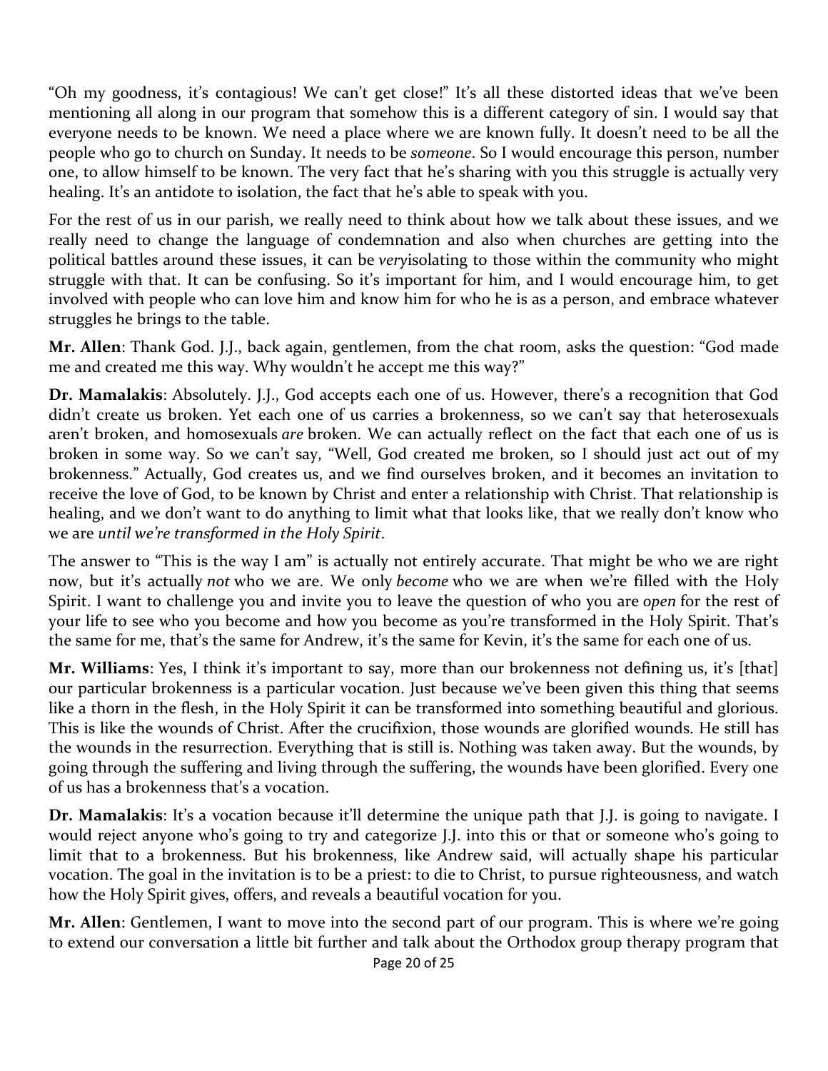"Oh my goodness, it's contagious! We can't get close!" It's all these distorted ideas that we've been mentioning all along in our program that somehow this is a different category of sin. I would say that everyone needs to be known. We need a place where we are known fully. It doesn't need to be all the people who go to church on Sunday. It needs to be *someone*. So I would encourage this person, number one, to allow himself to be known. The very fact that he's sharing with you this struggle is actually very healing. It's an antidote to isolation, the fact that he's able to speak with you.

For the rest of us in our parish, we really need to think about how we talk about these issues, and we really need to change the language of condemnation and also when churches are getting into the political battles around these issues, it can be *very*isolating to those within the community who might struggle with that. It can be confusing. So it's important for him, and I would encourage him, to get involved with people who can love him and know him for who he is as a person, and embrace whatever struggles he brings to the table.

**Mr. Allen**: Thank God. J.J., back again, gentlemen, from the chat room, asks the question: "God made me and created me this way. Why wouldn't he accept me this way?"

**Dr. Mamalakis**: Absolutely. J.J., God accepts each one of us. However, there's a recognition that God didn't create us broken. Yet each one of us carries a brokenness, so we can't say that heterosexuals aren't broken, and homosexuals *are* broken. We can actually reflect on the fact that each one of us is broken in some way. So we can't say, "Well, God created me broken, so I should just act out of my brokenness." Actually, God creates us, and we find ourselves broken, and it becomes an invitation to receive the love of God, to be known by Christ and enter a relationship with Christ. That relationship is healing, and we don't want to do anything to limit what that looks like, that we really don't know who we are *until we're transformed in the Holy Spirit*.

The answer to "This is the way I am" is actually not entirely accurate. That might be who we are right now, but it's actually *not* who we are. We only *become* who we are when we're filled with the Holy Spirit. I want to challenge you and invite you to leave the question of who you are *open* for the rest of your life to see who you become and how you become as you're transformed in the Holy Spirit. That's the same for me, that's the same for Andrew, it's the same for Kevin, it's the same for each one of us.

**Mr. Williams**: Yes, I think it's important to say, more than our brokenness not defining us, it's [that] our particular brokenness is a particular vocation. Just because we've been given this thing that seems like a thorn in the flesh, in the Holy Spirit it can be transformed into something beautiful and glorious. This is like the wounds of Christ. After the crucifixion, those wounds are glorified wounds. He still has the wounds in the resurrection. Everything that is still is. Nothing was taken away. But the wounds, by going through the suffering and living through the suffering, the wounds have been glorified. Every one of us has a brokenness that's a vocation.

**Dr. Mamalakis**: It's a vocation because it'll determine the unique path that J.J. is going to navigate. I would reject anyone who's going to try and categorize J.J. into this or that or someone who's going to limit that to a brokenness. But his brokenness, like Andrew said, will actually shape his particular vocation. The goal in the invitation is to be a priest: to die to Christ, to pursue righteousness, and watch how the Holy Spirit gives, offers, and reveals a beautiful vocation for you.

**Mr. Allen**: Gentlemen, I want to move into the second part of our program. This is where we're going to extend our conversation a little bit further and talk about the Orthodox group therapy program that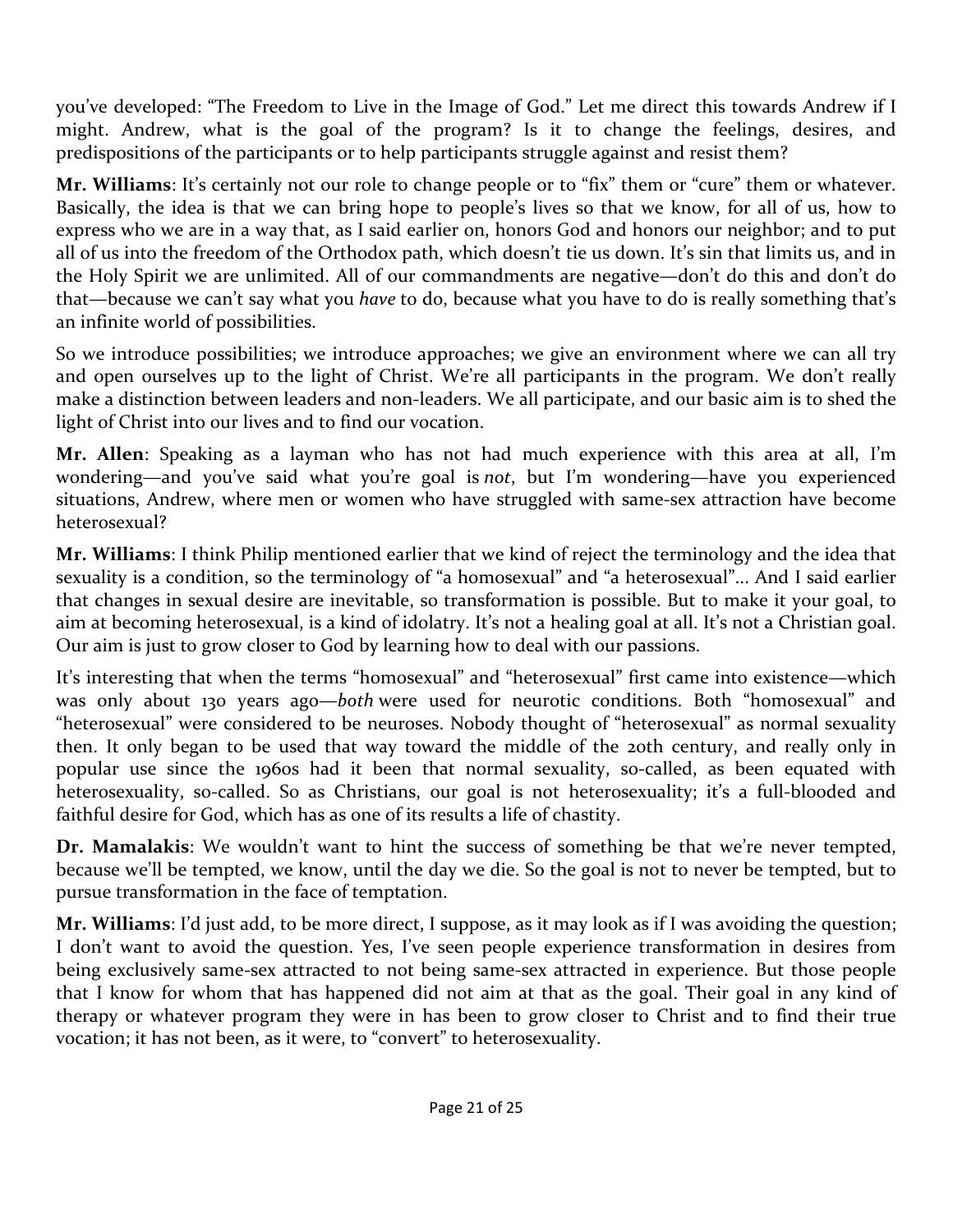you've developed: "The Freedom to Live in the Image of God." Let me direct this towards Andrew if I might. Andrew, what is the goal of the program? Is it to change the feelings, desires, and predispositions of the participants or to help participants struggle against and resist them?

**Mr. Williams**: It's certainly not our role to change people or to "fix" them or "cure" them or whatever. Basically, the idea is that we can bring hope to people's lives so that we know, for all of us, how to express who we are in a way that, as I said earlier on, honors God and honors our neighbor; and to put all of us into the freedom of the Orthodox path, which doesn't tie us down. It's sin that limits us, and in the Holy Spirit we are unlimited. All of our commandments are negative—don't do this and don't do that—because we can't say what you *have* to do, because what you have to do is really something that's an infinite world of possibilities.

So we introduce possibilities; we introduce approaches; we give an environment where we can all try and open ourselves up to the light of Christ. We're all participants in the program. We don't really make a distinction between leaders and non-leaders. We all participate, and our basic aim is to shed the light of Christ into our lives and to find our vocation.

**Mr. Allen**: Speaking as a layman who has not had much experience with this area at all, I'm wondering—and you've said what you're goal is *not*, but I'm wondering—have you experienced situations, Andrew, where men or women who have struggled with same-sex attraction have become heterosexual?

**Mr. Williams**: I think Philip mentioned earlier that we kind of reject the terminology and the idea that sexuality is a condition, so the terminology of "a homosexual" and "a heterosexual"... And I said earlier that changes in sexual desire are inevitable, so transformation is possible. But to make it your goal, to aim at becoming heterosexual, is a kind of idolatry. It's not a healing goal at all. It's not a Christian goal. Our aim is just to grow closer to God by learning how to deal with our passions.

It's interesting that when the terms "homosexual" and "heterosexual" first came into existence—which was only about 130 years ago—*both* were used for neurotic conditions. Both "homosexual" and "heterosexual" were considered to be neuroses. Nobody thought of "heterosexual" as normal sexuality then. It only began to be used that way toward the middle of the 20th century, and really only in popular use since the 1960s had it been that normal sexuality, so-called, as been equated with heterosexuality, so-called. So as Christians, our goal is not heterosexuality; it's a full-blooded and faithful desire for God, which has as one of its results a life of chastity.

**Dr. Mamalakis**: We wouldn't want to hint the success of something be that we're never tempted, because we'll be tempted, we know, until the day we die. So the goal is not to never be tempted, but to pursue transformation in the face of temptation.

**Mr. Williams**: I'd just add, to be more direct, I suppose, as it may look as if I was avoiding the question; I don't want to avoid the question. Yes, I've seen people experience transformation in desires from being exclusively same-sex attracted to not being same-sex attracted in experience. But those people that I know for whom that has happened did not aim at that as the goal. Their goal in any kind of therapy or whatever program they were in has been to grow closer to Christ and to find their true vocation; it has not been, as it were, to "convert" to heterosexuality.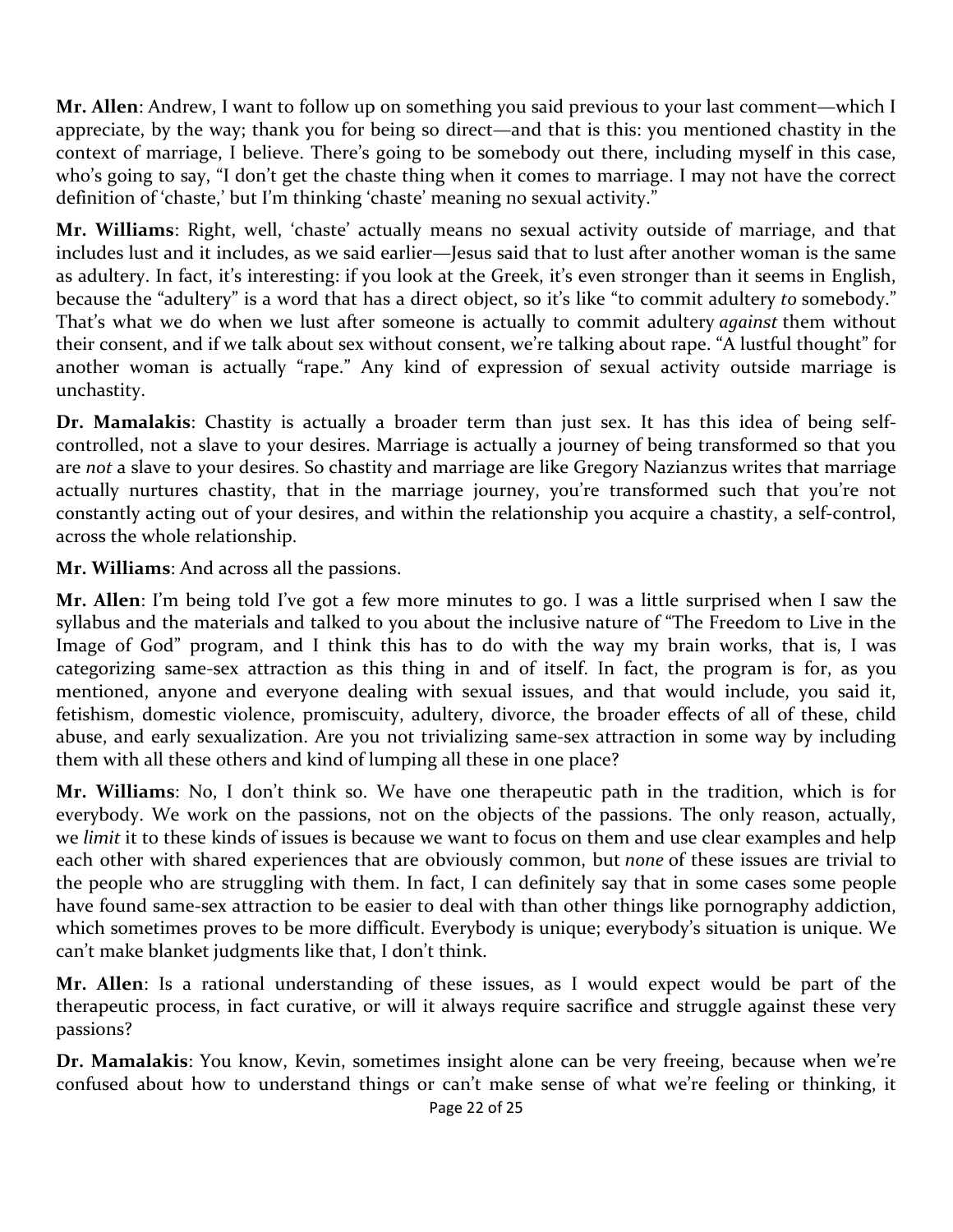**Mr. Allen**: Andrew, I want to follow up on something you said previous to your last comment—which I appreciate, by the way; thank you for being so direct—and that is this: you mentioned chastity in the context of marriage, I believe. There's going to be somebody out there, including myself in this case, who's going to say, "I don't get the chaste thing when it comes to marriage. I may not have the correct definition of 'chaste,' but I'm thinking 'chaste' meaning no sexual activity."

**Mr. Williams**: Right, well, 'chaste' actually means no sexual activity outside of marriage, and that includes lust and it includes, as we said earlier—Jesus said that to lust after another woman is the same as adultery. In fact, it's interesting: if you look at the Greek, it's even stronger than it seems in English, because the "adultery" is a word that has a direct object, so it's like "to commit adultery *to* somebody." That's what we do when we lust after someone is actually to commit adultery *against* them without their consent, and if we talk about sex without consent, we're talking about rape. "A lustful thought" for another woman is actually "rape." Any kind of expression of sexual activity outside marriage is unchastity.

**Dr. Mamalakis**: Chastity is actually a broader term than just sex. It has this idea of being self-controlled, not a slave to your desires. Marriage is actually a journey of being transformed so that you are *not* a slave to your desires. So chastity and marriage are like Gregory Nazianzus writes that marriage actually nurtures chastity, that in the marriage journey, you're transformed such that you're not constantly acting out of your desires, and within the relationship you acquire a chastity, a self-control, across the whole relationship.

**Mr. Williams**: And across all the passions.

**Mr. Allen**: I'm being told I've got a few more minutes to go. I was a little surprised when I saw the syllabus and the materials and talked to you about the inclusive nature of "The Freedom to Live in the Image of God" program, and I think this has to do with the way my brain works, that is, I was categorizing same-sex attraction as this thing in and of itself. In fact, the program is for, as you mentioned, anyone and everyone dealing with sexual issues, and that would include, you said it, fetishism, domestic violence, promiscuity, adultery, divorce, the broader effects of all of these, child abuse, and early sexualization. Are you not trivializing same-sex attraction in some way by including them with all these others and kind of lumping all these in one place?

**Mr. Williams**: No, I don't think so. We have one therapeutic path in the tradition, which is for everybody. We work on the passions, not on the objects of the passions. The only reason, actually, we *limit* it to these kinds of issues is because we want to focus on them and use clear examples and help each other with shared experiences that are obviously common, but *none* of these issues are trivial to the people who are struggling with them. In fact, I can definitely say that in some cases some people have found same-sex attraction to be easier to deal with than other things like pornography addiction, which sometimes proves to be more difficult. Everybody is unique; everybody's situation is unique. We can't make blanket judgments like that, I don't think.

**Mr. Allen**: Is a rational understanding of these issues, as I would expect would be part of the therapeutic process, in fact curative, or will it always require sacrifice and struggle against these very passions?

**Dr. Mamalakis**: You know, Kevin, sometimes insight alone can be very freeing, because when we're confused about how to understand things or can't make sense of what we're feeling or thinking, it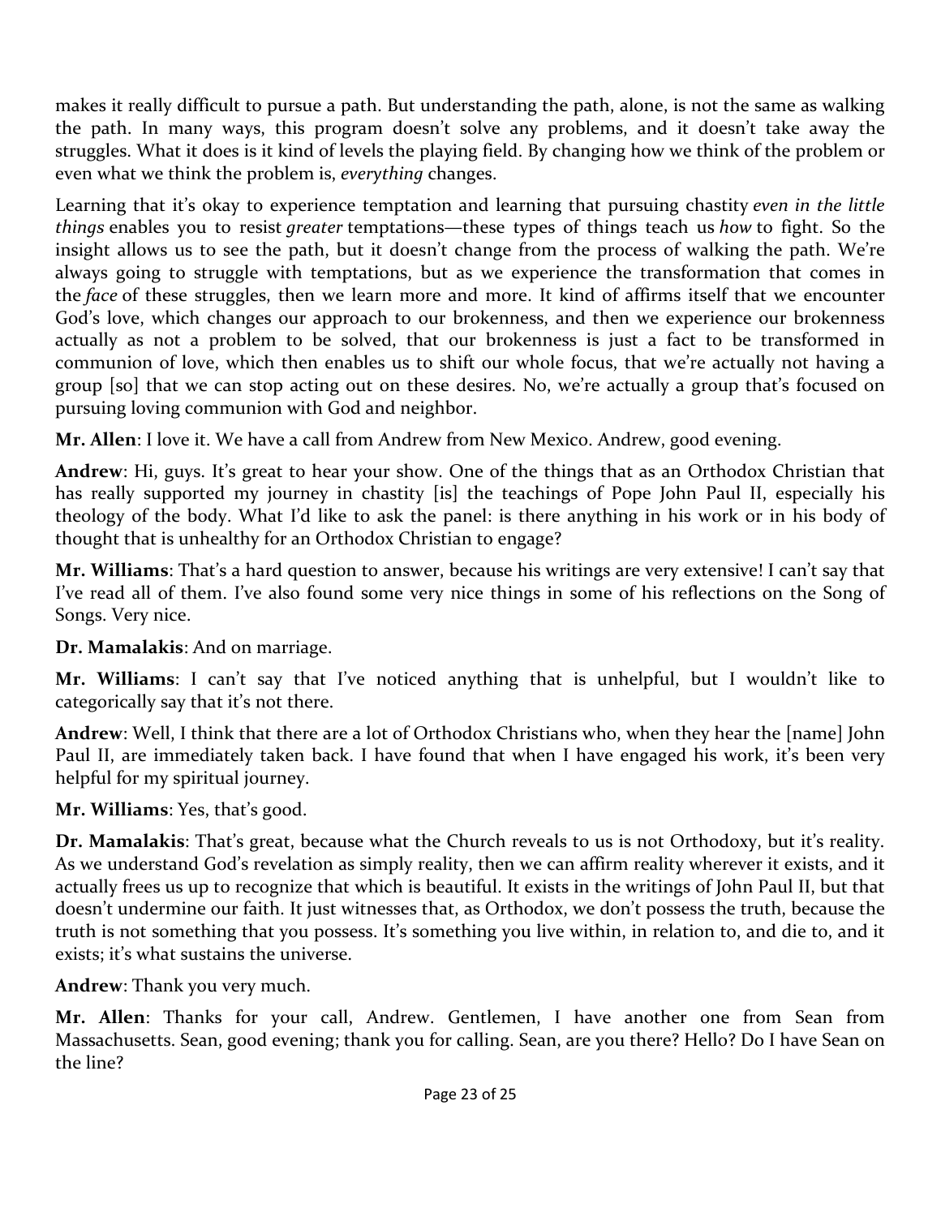makes it really difficult to pursue a path. But understanding the path, alone, is not the same as walking the path. In many ways, this program doesn't solve any problems, and it doesn't take away the struggles. What it does is it kind of levels the playing field. By changing how we think of the problem or even what we think the problem is, *everything* changes.

Learning that it's okay to experience temptation and learning that pursuing chastity *even in the little things* enables you to resist *greater* temptations—these types of things teach us *how* to fight. So the insight allows us to see the path, but it doesn't change from the process of walking the path. We're always going to struggle with temptations, but as we experience the transformation that comes in the *face* of these struggles, then we learn more and more. It kind of affirms itself that we encounter God's love, which changes our approach to our brokenness, and then we experience our brokenness actually as not a problem to be solved, that our brokenness is just a fact to be transformed in communion of love, which then enables us to shift our whole focus, that we're actually not having a group [so] that we can stop acting out on these desires. No, we're actually a group that's focused on pursuing loving communion with God and neighbor.

**Mr. Allen**: I love it. We have a call from Andrew from New Mexico. Andrew, good evening.

**Andrew**: Hi, guys. It's great to hear your show. One of the things that as an Orthodox Christian that has really supported my journey in chastity [is] the teachings of Pope John Paul II, especially his theology of the body. What I'd like to ask the panel: is there anything in his work or in his body of thought that is unhealthy for an Orthodox Christian to engage?

**Mr. Williams**: That's a hard question to answer, because his writings are very extensive! I can't say that I've read all of them. I've also found some very nice things in some of his reflections on the Song of Songs. Very nice.

**Dr. Mamalakis**: And on marriage.

**Mr. Williams**: I can't say that I've noticed anything that is unhelpful, but I wouldn't like to categorically say that it's not there.

**Andrew**: Well, I think that there are a lot of Orthodox Christians who, when they hear the [name] John Paul II, are immediately taken back. I have found that when I have engaged his work, it's been very helpful for my spiritual journey.

**Mr. Williams**: Yes, that's good.

**Dr. Mamalakis**: That's great, because what the Church reveals to us is not Orthodoxy, but it's reality. As we understand God's revelation as simply reality, then we can affirm reality wherever it exists, and it actually frees us up to recognize that which is beautiful. It exists in the writings of John Paul II, but that doesn't undermine our faith. It just witnesses that, as Orthodox, we don't possess the truth, because the truth is not something that you possess. It's something you live within, in relation to, and die to, and it exists; it's what sustains the universe.

**Andrew**: Thank you very much.

**Mr. Allen**: Thanks for your call, Andrew. Gentlemen, I have another one from Sean from Massachusetts. Sean, good evening; thank you for calling. Sean, are you there? Hello? Do I have Sean on the line?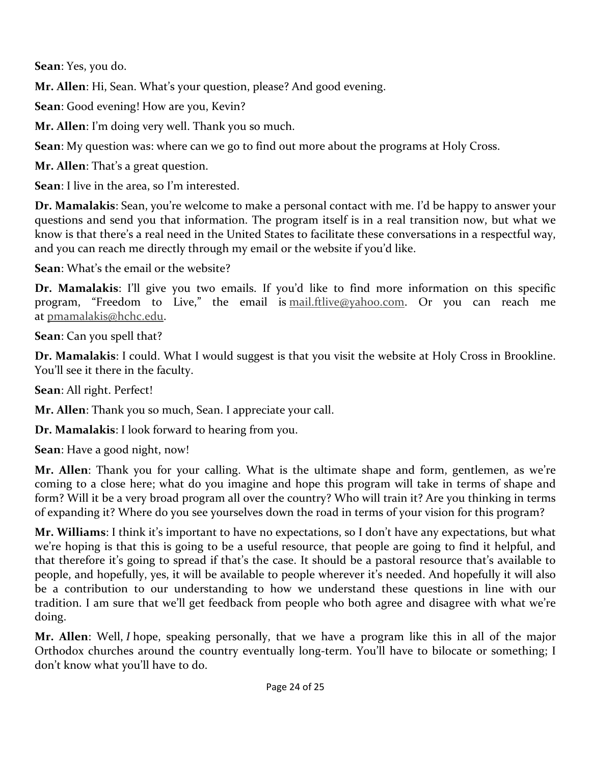**Sean**: Yes, you do.

**Mr. Allen**: Hi, Sean. What's your question, please? And good evening.

**Sean**: Good evening! How are you, Kevin?

**Mr. Allen**: I'm doing very well. Thank you so much.

**Sean**: My question was: where can we go to find out more about the programs at Holy Cross.

**Mr. Allen**: That's a great question.

**Sean**: I live in the area, so I'm interested.

**Dr. Mamalakis**: Sean, you're welcome to make a personal contact with me. I'd be happy to answer your questions and send you that information. The program itself is in a real transition now, but what we know is that there's a real need in the United States to facilitate these conversations in a respectful way, and you can reach me directly through my email or the website if you'd like.

**Sean**: What's the email or the website?

**Dr. Mamalakis**: I'll give you two emails. If you'd like to find more information on this specific program, "Freedom to Live," the email is mail.ftlive@yahoo.com. Or you can reach me at pmamalakis@hchc.edu.

**Sean**: Can you spell that?

**Dr. Mamalakis**: I could. What I would suggest is that you visit the website at Holy Cross in Brookline. You'll see it there in the faculty.

**Sean**: All right. Perfect!

**Mr. Allen**: Thank you so much, Sean. I appreciate your call.

**Dr. Mamalakis**: I look forward to hearing from you.

**Sean**: Have a good night, now!

**Mr. Allen**: Thank you for your calling. What is the ultimate shape and form, gentlemen, as we're coming to a close here; what do you imagine and hope this program will take in terms of shape and form? Will it be a very broad program all over the country? Who will train it? Are you thinking in terms of expanding it? Where do you see yourselves down the road in terms of your vision for this program?

**Mr. Williams**: I think it's important to have no expectations, so I don't have any expectations, but what we're hoping is that this is going to be a useful resource, that people are going to find it helpful, and that therefore it's going to spread if that's the case. It should be a pastoral resource that's available to people, and hopefully, yes, it will be available to people wherever it's needed. And hopefully it will also be a contribution to our understanding to how we understand these questions in line with our tradition. I am sure that we'll get feedback from people who both agree and disagree with what we're doing.

**Mr. Allen**: Well, *I* hope, speaking personally, that we have a program like this in all of the major Orthodox churches around the country eventually long-term. You'll have to bilocate or something; I don't know what you'll have to do.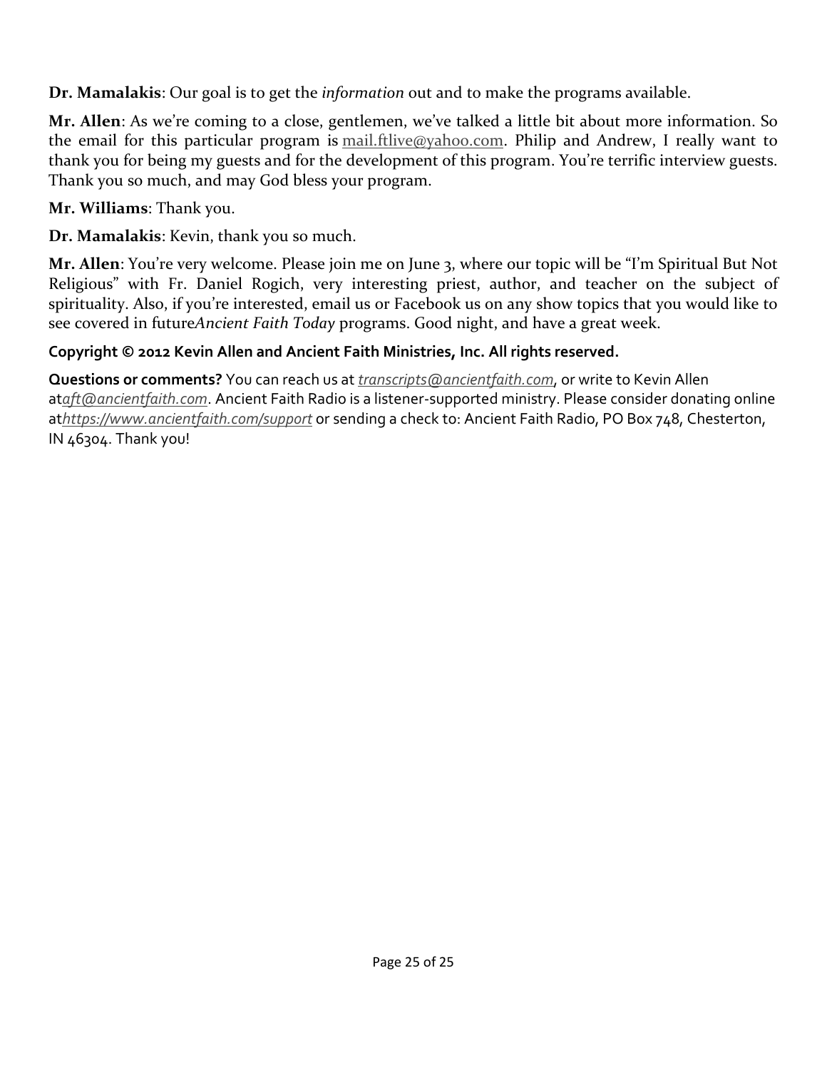**Dr. Mamalakis**: Our goal is to get the *information* out and to make the programs available.

**Mr. Allen**: As we're coming to a close, gentlemen, we've talked a little bit about more information. So the email for this particular program is mail.ftlive@yahoo.com. Philip and Andrew, I really want to thank you for being my guests and for the development of this program. You're terrific interview guests. Thank you so much, and may God bless your program.

**Mr. Williams**: Thank you.

**Dr. Mamalakis**: Kevin, thank you so much.

**Mr. Allen**: You're very welcome. Please join me on June 3, where our topic will be "I'm Spiritual But Not Religious" with Fr. Daniel Rogich, very interesting priest, author, and teacher on the subject of spirituality. Also, if you're interested, email us or Facebook us on any show topics that you would like to see covered in future*Ancient Faith Today* programs. Good night, and have a great week.

**Copyright © 2012 Kevin Allen and Ancient Faith Ministries, Inc. All rights reserved.**

**Questions or comments?** You can reach us at *transcripts@ancientfaith.com*, or write to Kevin Allen at*aft@ancientfaith.com*. Ancient Faith Radio is a listener-supported ministry. Please consider donating online at*https://www.ancientfaith.com/support* or sending a check to: Ancient Faith Radio, PO Box 748, Chesterton, IN 46304. Thank you!